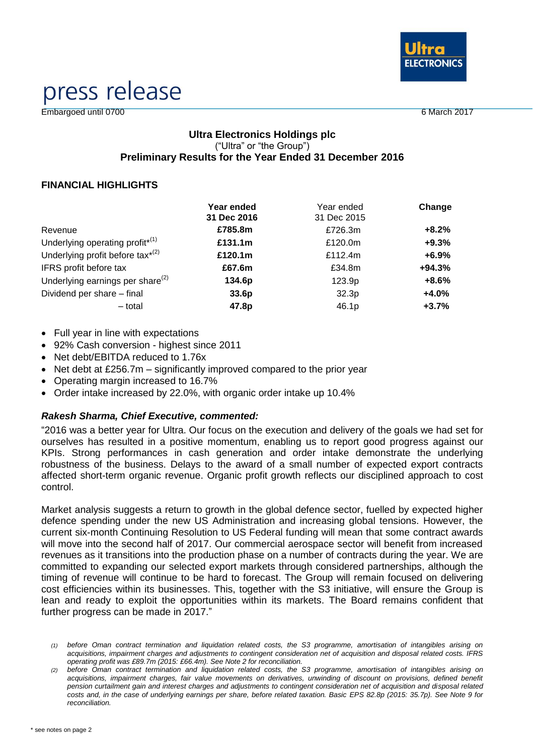# press release

Embargoed until 0700 6 March 2017

**Ultra Electronics Holdings plc**
("Ultra" or "the Group")
**Preliminary Results for the Year Ended 31 December 2016**

## FINANCIAL HIGHLIGHTS

| | **Year ended 31 Dec 2016** | Year ended 31 Dec 2015 | **Change** |
|---|---|---|---|
| Revenue | **£785.8m** | £726.3m | **+8.2%** |
| Underlying operating profit*[1] | **£131.1m** | £120.0m | **+9.3%** |
| Underlying profit before tax*[2] | **£120.1m** | £112.4m | **+6.9%** |
| IFRS profit before tax | **£67.6m** | £34.8m | **+94.3%** |
| Underlying earnings per share[2] | **134.6p** | 123.9p | **+8.6%** |
| Dividend per share – final | **33.6p** | 32.3p | **+4.0%** |
| – total | **47.8p** | 46.1p | **+3.7%** |

- Full year in line with expectations
- 92% Cash conversion - highest since 2011
- Net debt/EBITDA reduced to 1.76x
- Net debt at £256.7m – significantly improved compared to the prior year
- Operating margin increased to 16.7%
- Order intake increased by 22.0%, with organic order intake up 10.4%

### *Rakesh Sharma, Chief Executive, commented:*

"2016 was a better year for Ultra. Our focus on the execution and delivery of the goals we had set for ourselves has resulted in a positive momentum, enabling us to report good progress against our KPIs. Strong performances in cash generation and order intake demonstrate the underlying robustness of the business. Delays to the award of a small number of expected export contracts affected short-term organic revenue. Organic profit growth reflects our disciplined approach to cost control.

Market analysis suggests a return to growth in the global defence sector, fuelled by expected higher defence spending under the new US Administration and increasing global tensions. However, the current six-month Continuing Resolution to US Federal funding will mean that some contract awards will move into the second half of 2017. Our commercial aerospace sector will benefit from increased revenues as it transitions into the production phase on a number of contracts during the year. We are committed to expanding our selected export markets through considered partnerships, although the timing of revenue will continue to be hard to forecast. The Group will remain focused on delivering cost efficiencies within its businesses. This, together with the S3 initiative, will ensure the Group is lean and ready to exploit the opportunities within its markets. The Board remains confident that further progress can be made in 2017."

*(1) before Oman contract termination and liquidation related costs, the S3 programme, amortisation of intangibles arising on acquisitions, impairment charges and adjustments to contingent consideration net of acquisition and disposal related costs. IFRS operating profit was £89.7m (2015: £66.4m). See Note 2 for reconciliation.*

*(2) before Oman contract termination and liquidation related costs, the S3 programme, amortisation of intangibles arising on acquisitions, impairment charges, fair value movements on derivatives, unwinding of discount on provisions, defined benefit pension curtailment gain and interest charges and adjustments to contingent consideration net of acquisition and disposal related costs and, in the case of underlying earnings per share, before related taxation. Basic EPS 82.8p (2015: 35.7p). See Note 9 for reconciliation.*

\* see notes on page 2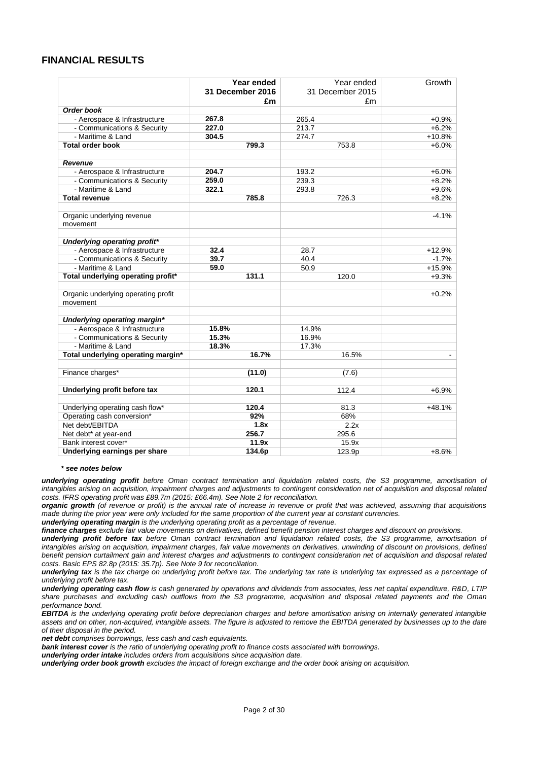## FINANCIAL RESULTS

| | Year ended 31 December 2016 £m | Year ended 31 December 2015 £m | Growth |
|---|---|---|---|
| ***Order book*** | | | |
| - Aerospace & Infrastructure | **267.8** | 265.4 | +0.9% |
| - Communications & Security | **227.0** | 213.7 | +6.2% |
| - Maritime & Land | **304.5** | 274.7 | +10.8% |
| **Total order book** | **799.3** | 753.8 | +6.0% |
| | | | |
| ***Revenue*** | | | |
| - Aerospace & Infrastructure | **204.7** | 193.2 | +6.0% |
| - Communications & Security | **259.0** | 239.3 | +8.2% |
| - Maritime & Land | **322.1** | 293.8 | +9.6% |
| **Total revenue** | **785.8** | 726.3 | +8.2% |
| | | | |
| Organic underlying revenue movement | | | -4.1% |
| | | | |
| ***Underlying operating profit**** | | | |
| - Aerospace & Infrastructure | **32.4** | 28.7 | +12.9% |
| - Communications & Security | **39.7** | 40.4 | -1.7% |
| - Maritime & Land | **59.0** | 50.9 | +15.9% |
| **Total underlying operating profit*** | **131.1** | 120.0 | +9.3% |
| | | | |
| Organic underlying operating profit movement | | | +0.2% |
| | | | |
| ***Underlying operating margin**** | | | |
| - Aerospace & Infrastructure | **15.8%** | 14.9% | |
| - Communications & Security | **15.3%** | 16.9% | |
| - Maritime & Land | **18.3%** | 17.3% | |
| **Total underlying operating margin*** | **16.7%** | 16.5% | - |
| | | | |
| Finance charges* | **(11.0)** | (7.6) | |
| | | | |
| **Underlying profit before tax** | **120.1** | 112.4 | +6.9% |
| | | | |
| Underlying operating cash flow* | **120.4** | 81.3 | +48.1% |
| Operating cash conversion* | **92%** | 68% | |
| Net debt/EBITDA | **1.8x** | 2.2x | |
| Net debt* at year-end | **256.7** | 295.6 | |
| Bank interest cover* | **11.9x** | 15.9x | |
| **Underlying earnings per share** | **134.6p** | 123.9p | +8.6% |

***\* see notes below***

***underlying operating profit*** *before Oman contract termination and liquidation related costs, the S3 programme, amortisation of intangibles arising on acquisition, impairment charges and adjustments to contingent consideration net of acquisition and disposal related costs. IFRS operating profit was £89.7m (2015: £66.4m). See Note 2 for reconciliation.*

***organic growth*** *(of revenue or profit) is the annual rate of increase in revenue or profit that was achieved, assuming that acquisitions made during the prior year were only included for the same proportion of the current year at constant currencies.*

***underlying operating margin*** *is the underlying operating profit as a percentage of revenue.*

***finance charges*** *exclude fair value movements on derivatives, defined benefit pension interest charges and discount on provisions.*

***underlying profit before tax*** *before Oman contract termination and liquidation related costs, the S3 programme, amortisation of intangibles arising on acquisition, impairment charges, fair value movements on derivatives, unwinding of discount on provisions, defined benefit pension curtailment gain and interest charges and adjustments to contingent consideration net of acquisition and disposal related costs. Basic EPS 82.8p (2015: 35.7p). See Note 9 for reconciliation.*

***underlying tax*** *is the tax charge on underlying profit before tax. The underlying tax rate is underlying tax expressed as a percentage of underlying profit before tax.*

***underlying operating cash flow*** *is cash generated by operations and dividends from associates, less net capital expenditure, R&D, LTIP share purchases and excluding cash outflows from the S3 programme, acquisition and disposal related payments and the Oman performance bond.*

***EBITDA*** *is the underlying operating profit before depreciation charges and before amortisation arising on internally generated intangible assets and on other, non-acquired, intangible assets. The figure is adjusted to remove the EBITDA generated by businesses up to the date of their disposal in the period.*

***net debt*** *comprises borrowings, less cash and cash equivalents.*

***bank interest cover*** *is the ratio of underlying operating profit to finance costs associated with borrowings.*

***underlying order intake*** *includes orders from acquisitions since acquisition date.*

***underlying order book growth*** *excludes the impact of foreign exchange and the order book arising on acquisition.*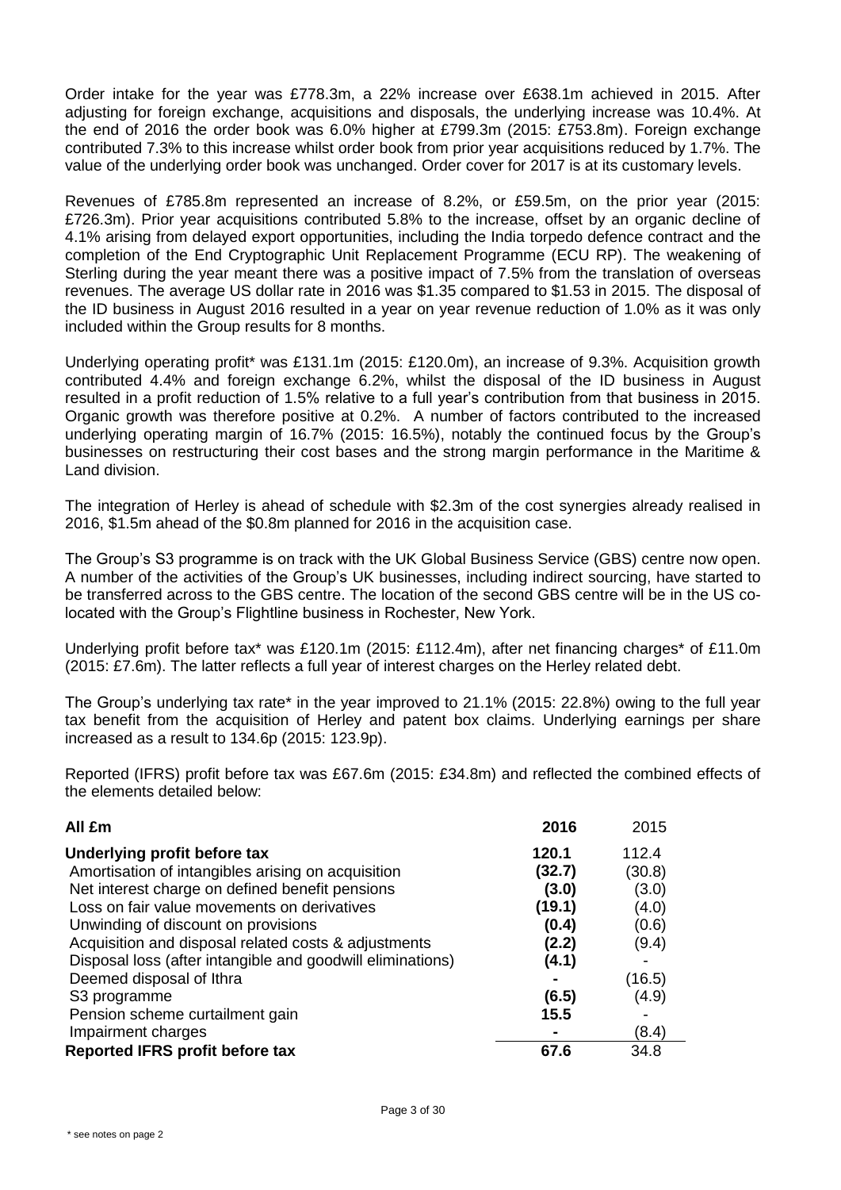Order intake for the year was £778.3m, a 22% increase over £638.1m achieved in 2015. After adjusting for foreign exchange, acquisitions and disposals, the underlying increase was 10.4%. At the end of 2016 the order book was 6.0% higher at £799.3m (2015: £753.8m). Foreign exchange contributed 7.3% to this increase whilst order book from prior year acquisitions reduced by 1.7%. The value of the underlying order book was unchanged. Order cover for 2017 is at its customary levels.

Revenues of £785.8m represented an increase of 8.2%, or £59.5m, on the prior year (2015: £726.3m). Prior year acquisitions contributed 5.8% to the increase, offset by an organic decline of 4.1% arising from delayed export opportunities, including the India torpedo defence contract and the completion of the End Cryptographic Unit Replacement Programme (ECU RP). The weakening of Sterling during the year meant there was a positive impact of 7.5% from the translation of overseas revenues. The average US dollar rate in 2016 was $1.35 compared to $1.53 in 2015. The disposal of the ID business in August 2016 resulted in a year on year revenue reduction of 1.0% as it was only included within the Group results for 8 months.

Underlying operating profit* was £131.1m (2015: £120.0m), an increase of 9.3%. Acquisition growth contributed 4.4% and foreign exchange 6.2%, whilst the disposal of the ID business in August resulted in a profit reduction of 1.5% relative to a full year's contribution from that business in 2015. Organic growth was therefore positive at 0.2%. A number of factors contributed to the increased underlying operating margin of 16.7% (2015: 16.5%), notably the continued focus by the Group's businesses on restructuring their cost bases and the strong margin performance in the Maritime & Land division.

The integration of Herley is ahead of schedule with $2.3m of the cost synergies already realised in 2016, $1.5m ahead of the $0.8m planned for 2016 in the acquisition case.

The Group's S3 programme is on track with the UK Global Business Service (GBS) centre now open. A number of the activities of the Group's UK businesses, including indirect sourcing, have started to be transferred across to the GBS centre. The location of the second GBS centre will be in the US co-located with the Group's Flightline business in Rochester, New York.

Underlying profit before tax* was £120.1m (2015: £112.4m), after net financing charges* of £11.0m (2015: £7.6m). The latter reflects a full year of interest charges on the Herley related debt.

The Group's underlying tax rate* in the year improved to 21.1% (2015: 22.8%) owing to the full year tax benefit from the acquisition of Herley and patent box claims. Underlying earnings per share increased as a result to 134.6p (2015: 123.9p).

Reported (IFRS) profit before tax was £67.6m (2015: £34.8m) and reflected the combined effects of the elements detailed below:

| **All £m** | **2016** | 2015 |
|---|---|---|
| **Underlying profit before tax** | **120.1** | 112.4 |
| Amortisation of intangibles arising on acquisition | **(32.7)** | (30.8) |
| Net interest charge on defined benefit pensions | **(3.0)** | (3.0) |
| Loss on fair value movements on derivatives | **(19.1)** | (4.0) |
| Unwinding of discount on provisions | **(0.4)** | (0.6) |
| Acquisition and disposal related costs & adjustments | **(2.2)** | (9.4) |
| Disposal loss (after intangible and goodwill eliminations) | **(4.1)** | - |
| Deemed disposal of Ithra | **-** | (16.5) |
| S3 programme | **(6.5)** | (4.9) |
| Pension scheme curtailment gain | **15.5** | - |
| Impairment charges | **-** | (8.4) |
| **Reported IFRS profit before tax** | **67.6** | 34.8 |

\* see notes on page 2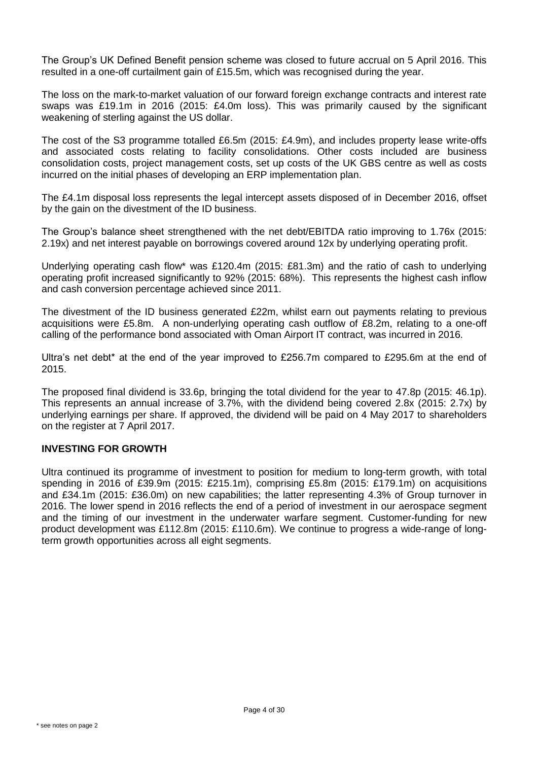The Group's UK Defined Benefit pension scheme was closed to future accrual on 5 April 2016. This resulted in a one-off curtailment gain of £15.5m, which was recognised during the year.

The loss on the mark-to-market valuation of our forward foreign exchange contracts and interest rate swaps was £19.1m in 2016 (2015: £4.0m loss). This was primarily caused by the significant weakening of sterling against the US dollar.

The cost of the S3 programme totalled £6.5m (2015: £4.9m), and includes property lease write-offs and associated costs relating to facility consolidations. Other costs included are business consolidation costs, project management costs, set up costs of the UK GBS centre as well as costs incurred on the initial phases of developing an ERP implementation plan.

The £4.1m disposal loss represents the legal intercept assets disposed of in December 2016, offset by the gain on the divestment of the ID business.

The Group's balance sheet strengthened with the net debt/EBITDA ratio improving to 1.76x (2015: 2.19x) and net interest payable on borrowings covered around 12x by underlying operating profit.

Underlying operating cash flow* was £120.4m (2015: £81.3m) and the ratio of cash to underlying operating profit increased significantly to 92% (2015: 68%). This represents the highest cash inflow and cash conversion percentage achieved since 2011.

The divestment of the ID business generated £22m, whilst earn out payments relating to previous acquisitions were £5.8m. A non-underlying operating cash outflow of £8.2m, relating to a one-off calling of the performance bond associated with Oman Airport IT contract, was incurred in 2016.

Ultra's net debt* at the end of the year improved to £256.7m compared to £295.6m at the end of 2015.

The proposed final dividend is 33.6p, bringing the total dividend for the year to 47.8p (2015: 46.1p). This represents an annual increase of 3.7%, with the dividend being covered 2.8x (2015: 2.7x) by underlying earnings per share. If approved, the dividend will be paid on 4 May 2017 to shareholders on the register at 7 April 2017.

## INVESTING FOR GROWTH

Ultra continued its programme of investment to position for medium to long-term growth, with total spending in 2016 of £39.9m (2015: £215.1m), comprising £5.8m (2015: £179.1m) on acquisitions and £34.1m (2015: £36.0m) on new capabilities; the latter representing 4.3% of Group turnover in 2016. The lower spend in 2016 reflects the end of a period of investment in our aerospace segment and the timing of our investment in the underwater warfare segment. Customer-funding for new product development was £112.8m (2015: £110.6m). We continue to progress a wide-range of long-term growth opportunities across all eight segments.

\* see notes on page 2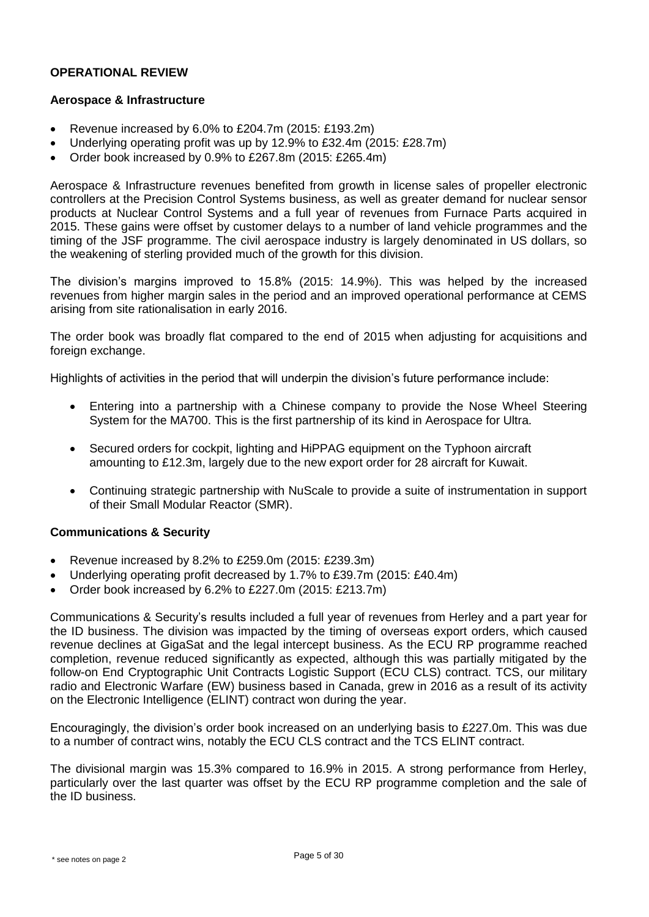## OPERATIONAL REVIEW

### Aerospace & Infrastructure

- Revenue increased by 6.0% to £204.7m (2015: £193.2m)
- Underlying operating profit was up by 12.9% to £32.4m (2015: £28.7m)
- Order book increased by 0.9% to £267.8m (2015: £265.4m)

Aerospace & Infrastructure revenues benefited from growth in license sales of propeller electronic controllers at the Precision Control Systems business, as well as greater demand for nuclear sensor products at Nuclear Control Systems and a full year of revenues from Furnace Parts acquired in 2015. These gains were offset by customer delays to a number of land vehicle programmes and the timing of the JSF programme. The civil aerospace industry is largely denominated in US dollars, so the weakening of sterling provided much of the growth for this division.

The division's margins improved to 15.8% (2015: 14.9%). This was helped by the increased revenues from higher margin sales in the period and an improved operational performance at CEMS arising from site rationalisation in early 2016.

The order book was broadly flat compared to the end of 2015 when adjusting for acquisitions and foreign exchange.

Highlights of activities in the period that will underpin the division's future performance include:

- Entering into a partnership with a Chinese company to provide the Nose Wheel Steering System for the MA700. This is the first partnership of its kind in Aerospace for Ultra.
- Secured orders for cockpit, lighting and HiPPAG equipment on the Typhoon aircraft amounting to £12.3m, largely due to the new export order for 28 aircraft for Kuwait.
- Continuing strategic partnership with NuScale to provide a suite of instrumentation in support of their Small Modular Reactor (SMR).

### Communications & Security

- Revenue increased by 8.2% to £259.0m (2015: £239.3m)
- Underlying operating profit decreased by 1.7% to £39.7m (2015: £40.4m)
- Order book increased by 6.2% to £227.0m (2015: £213.7m)

Communications & Security's results included a full year of revenues from Herley and a part year for the ID business. The division was impacted by the timing of overseas export orders, which caused revenue declines at GigaSat and the legal intercept business. As the ECU RP programme reached completion, revenue reduced significantly as expected, although this was partially mitigated by the follow-on End Cryptographic Unit Contracts Logistic Support (ECU CLS) contract. TCS, our military radio and Electronic Warfare (EW) business based in Canada, grew in 2016 as a result of its activity on the Electronic Intelligence (ELINT) contract won during the year.

Encouragingly, the division's order book increased on an underlying basis to £227.0m. This was due to a number of contract wins, notably the ECU CLS contract and the TCS ELINT contract.

The divisional margin was 15.3% compared to 16.9% in 2015. A strong performance from Herley, particularly over the last quarter was offset by the ECU RP programme completion and the sale of the ID business.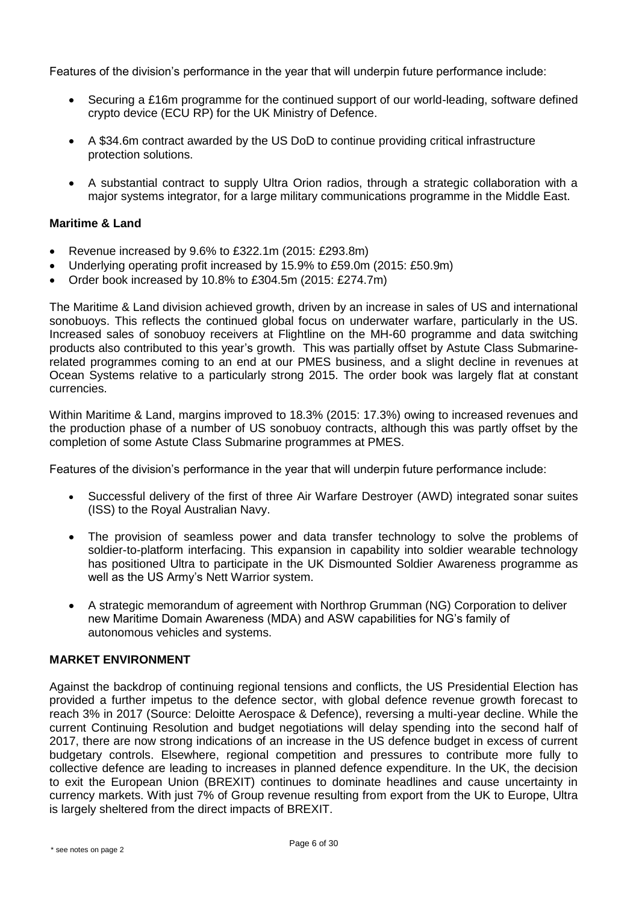Features of the division's performance in the year that will underpin future performance include:

- Securing a £16m programme for the continued support of our world-leading, software defined crypto device (ECU RP) for the UK Ministry of Defence.
- A $34.6m contract awarded by the US DoD to continue providing critical infrastructure protection solutions.
- A substantial contract to supply Ultra Orion radios, through a strategic collaboration with a major systems integrator, for a large military communications programme in the Middle East.

**Maritime & Land**

- Revenue increased by 9.6% to £322.1m (2015: £293.8m)
- Underlying operating profit increased by 15.9% to £59.0m (2015: £50.9m)
- Order book increased by 10.8% to £304.5m (2015: £274.7m)

The Maritime & Land division achieved growth, driven by an increase in sales of US and international sonobuoys. This reflects the continued global focus on underwater warfare, particularly in the US. Increased sales of sonobuoy receivers at Flightline on the MH-60 programme and data switching products also contributed to this year's growth. This was partially offset by Astute Class Submarine-related programmes coming to an end at our PMES business, and a slight decline in revenues at Ocean Systems relative to a particularly strong 2015. The order book was largely flat at constant currencies.

Within Maritime & Land, margins improved to 18.3% (2015: 17.3%) owing to increased revenues and the production phase of a number of US sonobuoy contracts, although this was partly offset by the completion of some Astute Class Submarine programmes at PMES.

Features of the division's performance in the year that will underpin future performance include:

- Successful delivery of the first of three Air Warfare Destroyer (AWD) integrated sonar suites (ISS) to the Royal Australian Navy.
- The provision of seamless power and data transfer technology to solve the problems of soldier-to-platform interfacing. This expansion in capability into soldier wearable technology has positioned Ultra to participate in the UK Dismounted Soldier Awareness programme as well as the US Army's Nett Warrior system.
- A strategic memorandum of agreement with Northrop Grumman (NG) Corporation to deliver new Maritime Domain Awareness (MDA) and ASW capabilities for NG's family of autonomous vehicles and systems.

**MARKET ENVIRONMENT**

Against the backdrop of continuing regional tensions and conflicts, the US Presidential Election has provided a further impetus to the defence sector, with global defence revenue growth forecast to reach 3% in 2017 (Source: Deloitte Aerospace & Defence), reversing a multi-year decline. While the current Continuing Resolution and budget negotiations will delay spending into the second half of 2017, there are now strong indications of an increase in the US defence budget in excess of current budgetary controls. Elsewhere, regional competition and pressures to contribute more fully to collective defence are leading to increases in planned defence expenditure. In the UK, the decision to exit the European Union (BREXIT) continues to dominate headlines and cause uncertainty in currency markets. With just 7% of Group revenue resulting from export from the UK to Europe, Ultra is largely sheltered from the direct impacts of BREXIT.

\* see notes on page 2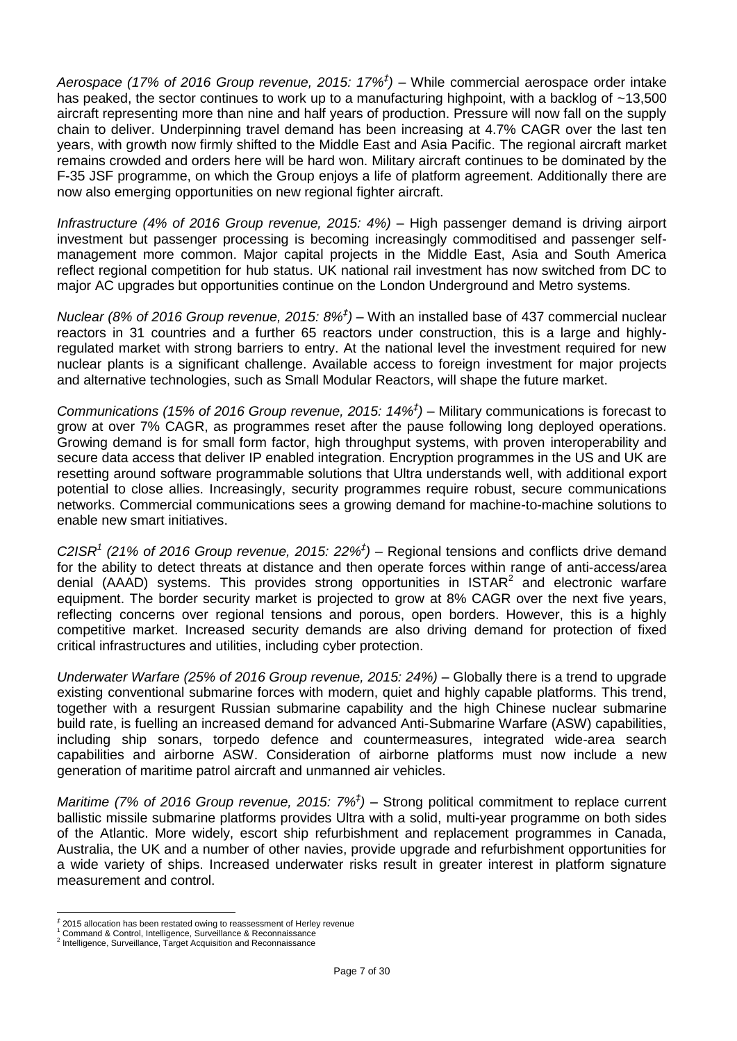*Aerospace (17% of 2016 Group revenue, 2015: 17%‡)* – While commercial aerospace order intake has peaked, the sector continues to work up to a manufacturing highpoint, with a backlog of ~13,500 aircraft representing more than nine and half years of production. Pressure will now fall on the supply chain to deliver. Underpinning travel demand has been increasing at 4.7% CAGR over the last ten years, with growth now firmly shifted to the Middle East and Asia Pacific. The regional aircraft market remains crowded and orders here will be hard won. Military aircraft continues to be dominated by the F-35 JSF programme, on which the Group enjoys a life of platform agreement. Additionally there are now also emerging opportunities on new regional fighter aircraft.

*Infrastructure (4% of 2016 Group revenue, 2015: 4%)* – High passenger demand is driving airport investment but passenger processing is becoming increasingly commoditised and passenger self-management more common. Major capital projects in the Middle East, Asia and South America reflect regional competition for hub status. UK national rail investment has now switched from DC to major AC upgrades but opportunities continue on the London Underground and Metro systems.

*Nuclear (8% of 2016 Group revenue, 2015: 8%‡)* – With an installed base of 437 commercial nuclear reactors in 31 countries and a further 65 reactors under construction, this is a large and highly-regulated market with strong barriers to entry. At the national level the investment required for new nuclear plants is a significant challenge. Available access to foreign investment for major projects and alternative technologies, such as Small Modular Reactors, will shape the future market.

*Communications (15% of 2016 Group revenue, 2015: 14%‡)* – Military communications is forecast to grow at over 7% CAGR, as programmes reset after the pause following long deployed operations. Growing demand is for small form factor, high throughput systems, with proven interoperability and secure data access that deliver IP enabled integration. Encryption programmes in the US and UK are resetting around software programmable solutions that Ultra understands well, with additional export potential to close allies. Increasingly, security programmes require robust, secure communications networks. Commercial communications sees a growing demand for machine-to-machine solutions to enable new smart initiatives.

*C2ISR[1] (21% of 2016 Group revenue, 2015: 22%‡)* – Regional tensions and conflicts drive demand for the ability to detect threats at distance and then operate forces within range of anti-access/area denial (AAAD) systems. This provides strong opportunities in ISTAR[2] and electronic warfare equipment. The border security market is projected to grow at 8% CAGR over the next five years, reflecting concerns over regional tensions and porous, open borders. However, this is a highly competitive market. Increased security demands are also driving demand for protection of fixed critical infrastructures and utilities, including cyber protection.

*Underwater Warfare (25% of 2016 Group revenue, 2015: 24%)* – Globally there is a trend to upgrade existing conventional submarine forces with modern, quiet and highly capable platforms. This trend, together with a resurgent Russian submarine capability and the high Chinese nuclear submarine build rate, is fuelling an increased demand for advanced Anti-Submarine Warfare (ASW) capabilities, including ship sonars, torpedo defence and countermeasures, integrated wide-area search capabilities and airborne ASW. Consideration of airborne platforms must now include a new generation of maritime patrol aircraft and unmanned air vehicles.

*Maritime (7% of 2016 Group revenue, 2015: 7%‡)* – Strong political commitment to replace current ballistic missile submarine platforms provides Ultra with a solid, multi-year programme on both sides of the Atlantic. More widely, escort ship refurbishment and replacement programmes in Canada, Australia, the UK and a number of other navies, provide upgrade and refurbishment opportunities for a wide variety of ships. Increased underwater risks result in greater interest in platform signature measurement and control.

---

‡ 2015 allocation has been restated owing to reassessment of Herley revenue

[1] Command & Control, Intelligence, Surveillance & Reconnaissance

[2] Intelligence, Surveillance, Target Acquisition and Reconnaissance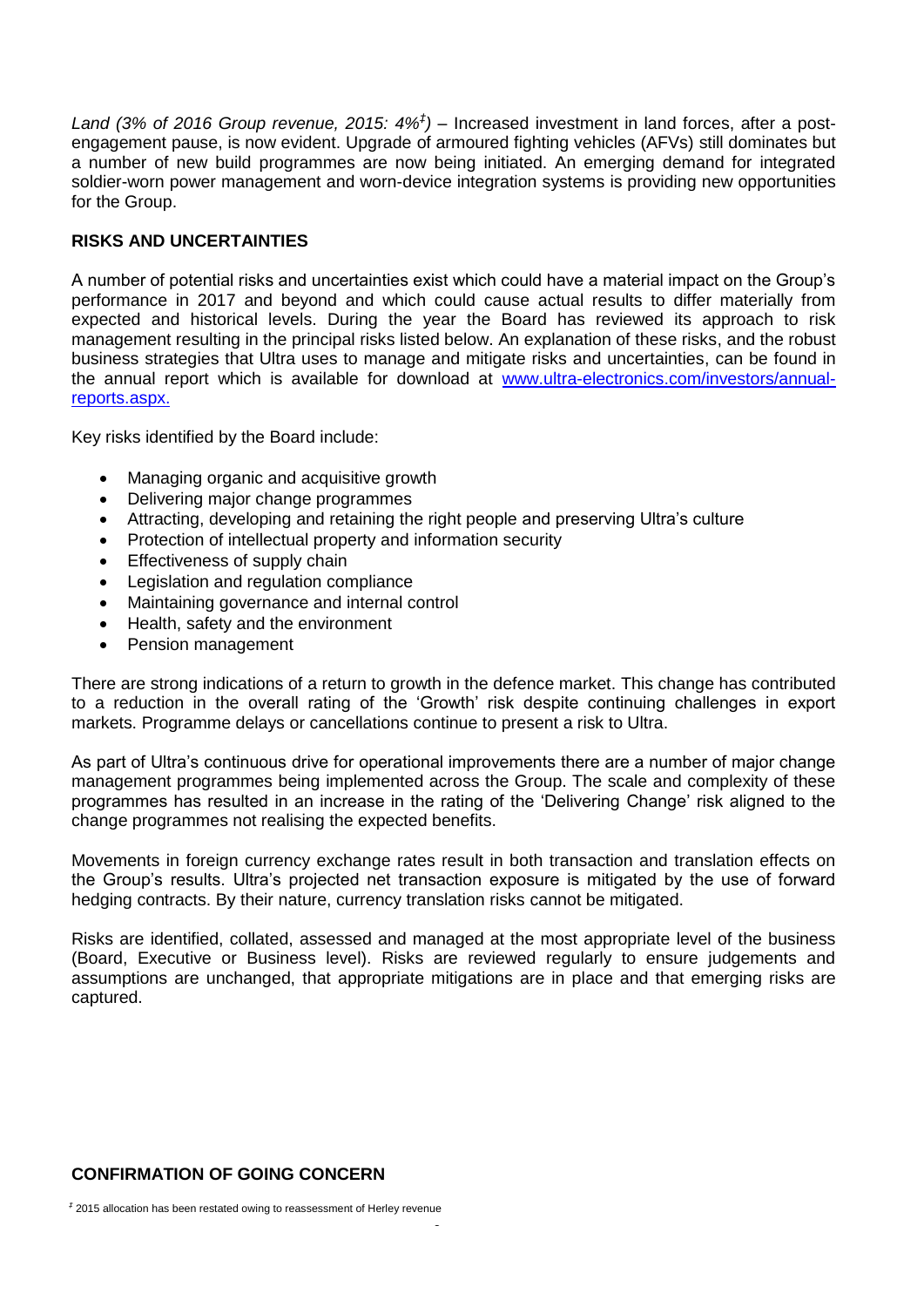*Land (3% of 2016 Group revenue, 2015: 4%‡)* – Increased investment in land forces, after a post-engagement pause, is now evident. Upgrade of armoured fighting vehicles (AFVs) still dominates but a number of new build programmes are now being initiated. An emerging demand for integrated soldier-worn power management and worn-device integration systems is providing new opportunities for the Group.

## RISKS AND UNCERTAINTIES

A number of potential risks and uncertainties exist which could have a material impact on the Group's performance in 2017 and beyond and which could cause actual results to differ materially from expected and historical levels. During the year the Board has reviewed its approach to risk management resulting in the principal risks listed below. An explanation of these risks, and the robust business strategies that Ultra uses to manage and mitigate risks and uncertainties, can be found in the annual report which is available for download at www.ultra-electronics.com/investors/annual-reports.aspx.

Key risks identified by the Board include:

- Managing organic and acquisitive growth
- Delivering major change programmes
- Attracting, developing and retaining the right people and preserving Ultra's culture
- Protection of intellectual property and information security
- Effectiveness of supply chain
- Legislation and regulation compliance
- Maintaining governance and internal control
- Health, safety and the environment
- Pension management

There are strong indications of a return to growth in the defence market. This change has contributed to a reduction in the overall rating of the 'Growth' risk despite continuing challenges in export markets. Programme delays or cancellations continue to present a risk to Ultra.

As part of Ultra's continuous drive for operational improvements there are a number of major change management programmes being implemented across the Group. The scale and complexity of these programmes has resulted in an increase in the rating of the 'Delivering Change' risk aligned to the change programmes not realising the expected benefits.

Movements in foreign currency exchange rates result in both transaction and translation effects on the Group's results. Ultra's projected net transaction exposure is mitigated by the use of forward hedging contracts. By their nature, currency translation risks cannot be mitigated.

Risks are identified, collated, assessed and managed at the most appropriate level of the business (Board, Executive or Business level). Risks are reviewed regularly to ensure judgements and assumptions are unchanged, that appropriate mitigations are in place and that emerging risks are captured.

## CONFIRMATION OF GOING CONCERN

‡ 2015 allocation has been restated owing to reassessment of Herley revenue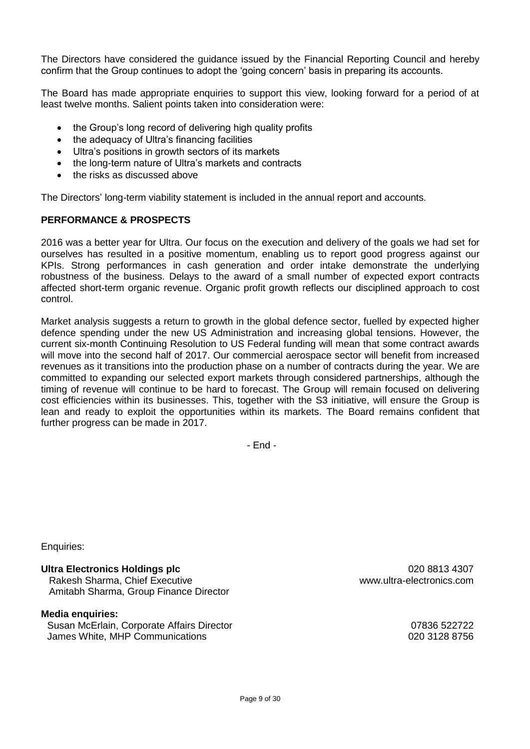The Directors have considered the guidance issued by the Financial Reporting Council and hereby confirm that the Group continues to adopt the 'going concern' basis in preparing its accounts.

The Board has made appropriate enquiries to support this view, looking forward for a period of at least twelve months. Salient points taken into consideration were:

- the Group's long record of delivering high quality profits
- the adequacy of Ultra's financing facilities
- Ultra's positions in growth sectors of its markets
- the long-term nature of Ultra's markets and contracts
- the risks as discussed above

The Directors' long-term viability statement is included in the annual report and accounts.

**PERFORMANCE & PROSPECTS**

2016 was a better year for Ultra. Our focus on the execution and delivery of the goals we had set for ourselves has resulted in a positive momentum, enabling us to report good progress against our KPIs. Strong performances in cash generation and order intake demonstrate the underlying robustness of the business. Delays to the award of a small number of expected export contracts affected short-term organic revenue. Organic profit growth reflects our disciplined approach to cost control.

Market analysis suggests a return to growth in the global defence sector, fuelled by expected higher defence spending under the new US Administration and increasing global tensions. However, the current six-month Continuing Resolution to US Federal funding will mean that some contract awards will move into the second half of 2017. Our commercial aerospace sector will benefit from increased revenues as it transitions into the production phase on a number of contracts during the year. We are committed to expanding our selected export markets through considered partnerships, although the timing of revenue will continue to be hard to forecast. The Group will remain focused on delivering cost efficiencies within its businesses. This, together with the S3 initiative, will ensure the Group is lean and ready to exploit the opportunities within its markets. The Board remains confident that further progress can be made in 2017.

- End -

Enquiries:

**Ultra Electronics Holdings plc** — 020 8813 4307
Rakesh Sharma, Chief Executive — www.ultra-electronics.com
Amitabh Sharma, Group Finance Director

**Media enquiries:**
Susan McErlain, Corporate Affairs Director — 07836 522722
James White, MHP Communications — 020 3128 8756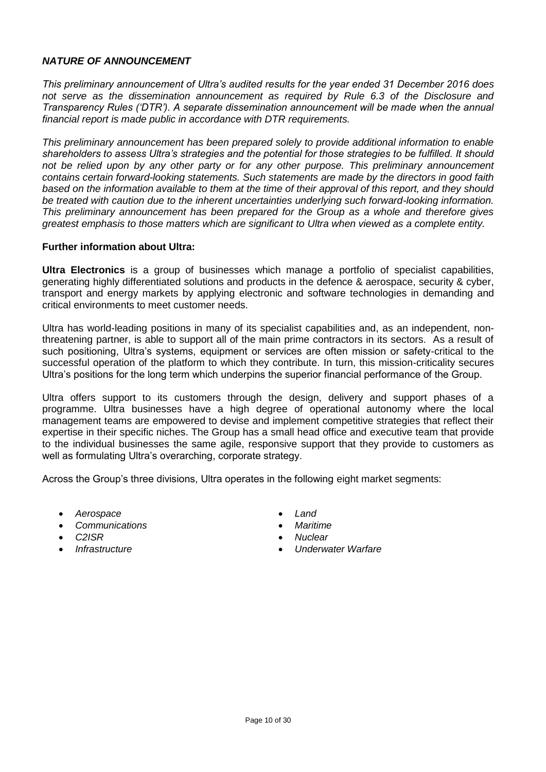### *NATURE OF ANNOUNCEMENT*

*This preliminary announcement of Ultra's audited results for the year ended 31 December 2016 does not serve as the dissemination announcement as required by Rule 6.3 of the Disclosure and Transparency Rules ('DTR'). A separate dissemination announcement will be made when the annual financial report is made public in accordance with DTR requirements.*

*This preliminary announcement has been prepared solely to provide additional information to enable shareholders to assess Ultra's strategies and the potential for those strategies to be fulfilled. It should not be relied upon by any other party or for any other purpose. This preliminary announcement contains certain forward-looking statements. Such statements are made by the directors in good faith based on the information available to them at the time of their approval of this report, and they should be treated with caution due to the inherent uncertainties underlying such forward-looking information. This preliminary announcement has been prepared for the Group as a whole and therefore gives greatest emphasis to those matters which are significant to Ultra when viewed as a complete entity.*

**Further information about Ultra:**

**Ultra Electronics** is a group of businesses which manage a portfolio of specialist capabilities, generating highly differentiated solutions and products in the defence & aerospace, security & cyber, transport and energy markets by applying electronic and software technologies in demanding and critical environments to meet customer needs.

Ultra has world-leading positions in many of its specialist capabilities and, as an independent, non-threatening partner, is able to support all of the main prime contractors in its sectors. As a result of such positioning, Ultra's systems, equipment or services are often mission or safety-critical to the successful operation of the platform to which they contribute. In turn, this mission-criticality secures Ultra's positions for the long term which underpins the superior financial performance of the Group.

Ultra offers support to its customers through the design, delivery and support phases of a programme. Ultra businesses have a high degree of operational autonomy where the local management teams are empowered to devise and implement competitive strategies that reflect their expertise in their specific niches. The Group has a small head office and executive team that provide to the individual businesses the same agile, responsive support that they provide to customers as well as formulating Ultra's overarching, corporate strategy.

Across the Group's three divisions, Ultra operates in the following eight market segments:

- *Aerospace*
- *Communications*
- *C2ISR*
- *Infrastructure*
- *Land*
- *Maritime*
- *Nuclear*
- *Underwater Warfare*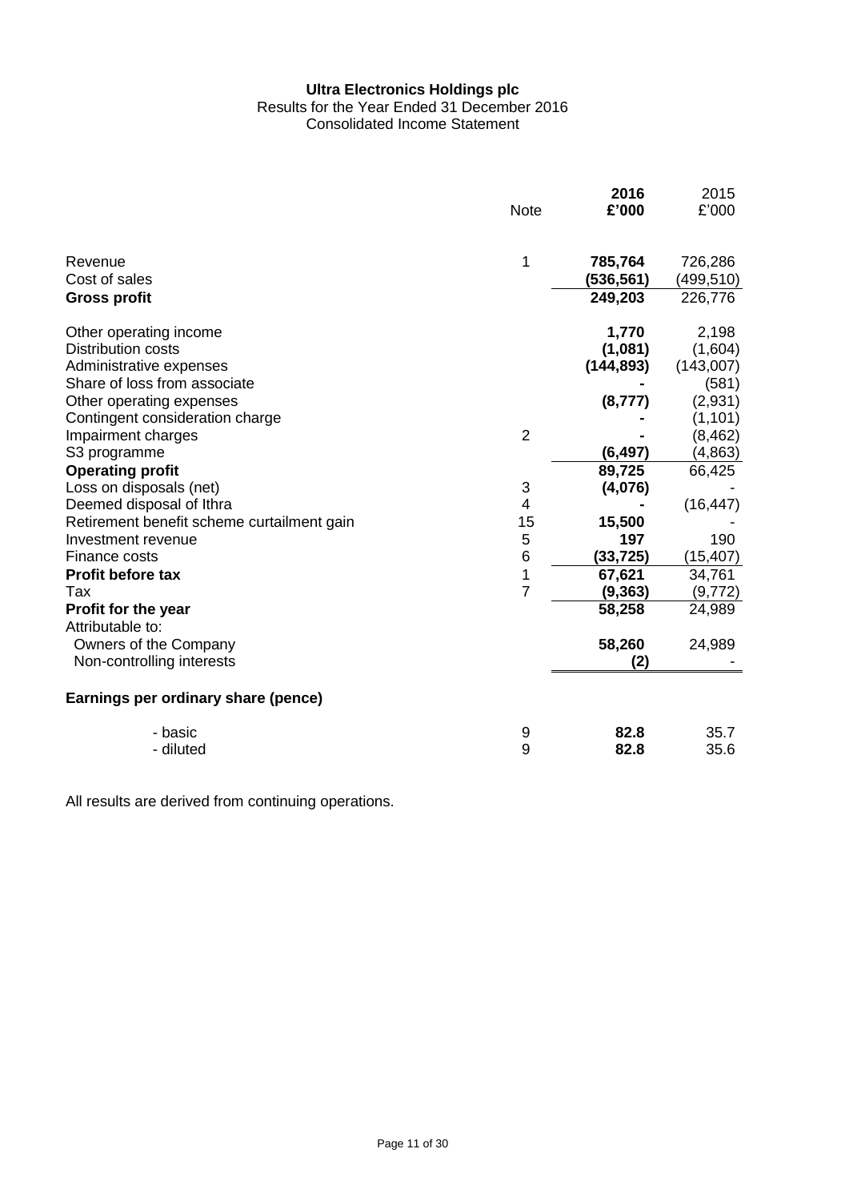**Ultra Electronics Holdings plc**

Results for the Year Ended 31 December 2016

Consolidated Income Statement

| | Note | **2016 £'000** | 2015 £'000 |
|---|---|---|---|
| Revenue | 1 | **785,764** | 726,286 |
| Cost of sales | | **(536,561)** | (499,510) |
| **Gross profit** | | **249,203** | 226,776 |
| Other operating income | | **1,770** | 2,198 |
| Distribution costs | | **(1,081)** | (1,604) |
| Administrative expenses | | **(144,893)** | (143,007) |
| Share of loss from associate | | **-** | (581) |
| Other operating expenses | | **(8,777)** | (2,931) |
| Contingent consideration charge | | **-** | (1,101) |
| Impairment charges | 2 | **-** | (8,462) |
| S3 programme | | **(6,497)** | (4,863) |
| **Operating profit** | | **89,725** | 66,425 |
| Loss on disposals (net) | 3 | **(4,076)** | - |
| Deemed disposal of Ithra | 4 | **-** | (16,447) |
| Retirement benefit scheme curtailment gain | 15 | **15,500** | - |
| Investment revenue | 5 | **197** | 190 |
| Finance costs | 6 | **(33,725)** | (15,407) |
| **Profit before tax** | 1 | **67,621** | 34,761 |
| Tax | 7 | **(9,363)** | (9,772) |
| **Profit for the year** | | **58,258** | 24,989 |
| Attributable to: | | | |
| Owners of the Company | | **58,260** | 24,989 |
| Non-controlling interests | | **(2)** | - |
| **Earnings per ordinary share (pence)** | | | |
| - basic | 9 | **82.8** | 35.7 |
| - diluted | 9 | **82.8** | 35.6 |

All results are derived from continuing operations.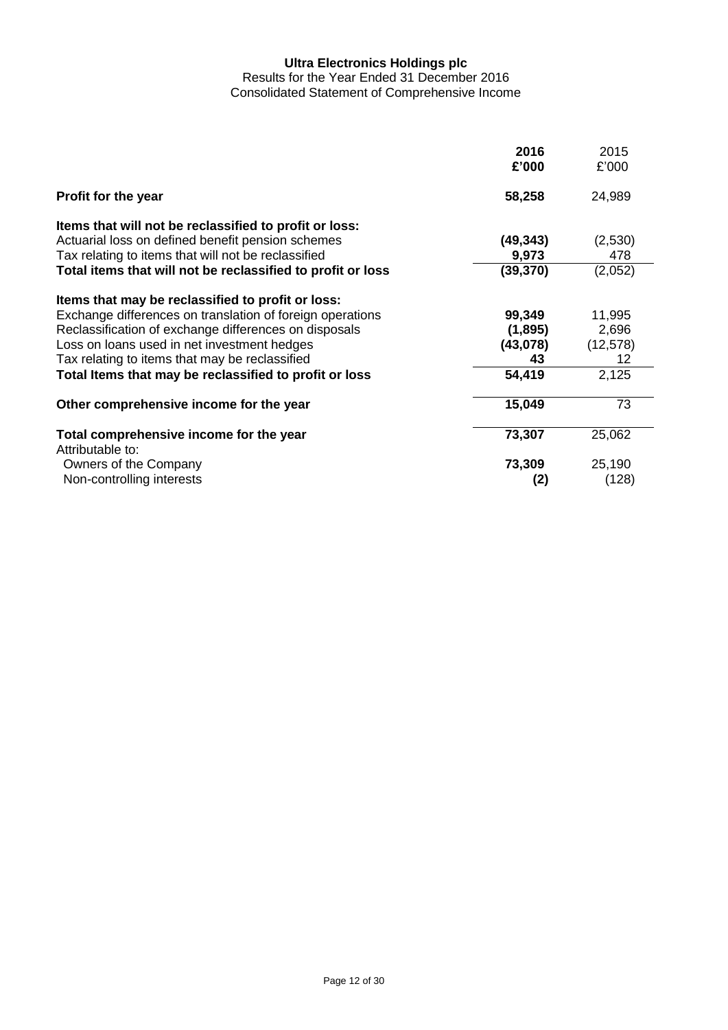**Ultra Electronics Holdings plc**

Results for the Year Ended 31 December 2016

Consolidated Statement of Comprehensive Income

| | **2016** | 2015 |
|---|---|---|
| | **£'000** | £'000 |
| **Profit for the year** | **58,258** | 24,989 |
| **Items that will not be reclassified to profit or loss:** | | |
| Actuarial loss on defined benefit pension schemes | **(49,343)** | (2,530) |
| Tax relating to items that will not be reclassified | **9,973** | 478 |
| **Total items that will not be reclassified to profit or loss** | **(39,370)** | (2,052) |
| **Items that may be reclassified to profit or loss:** | | |
| Exchange differences on translation of foreign operations | **99,349** | 11,995 |
| Reclassification of exchange differences on disposals | **(1,895)** | 2,696 |
| Loss on loans used in net investment hedges | **(43,078)** | (12,578) |
| Tax relating to items that may be reclassified | **43** | 12 |
| **Total Items that may be reclassified to profit or loss** | **54,419** | 2,125 |
| **Other comprehensive income for the year** | **15,049** | 73 |
| **Total comprehensive income for the year** | **73,307** | 25,062 |
| Attributable to: | | |
| Owners of the Company | **73,309** | 25,190 |
| Non-controlling interests | **(2)** | (128) |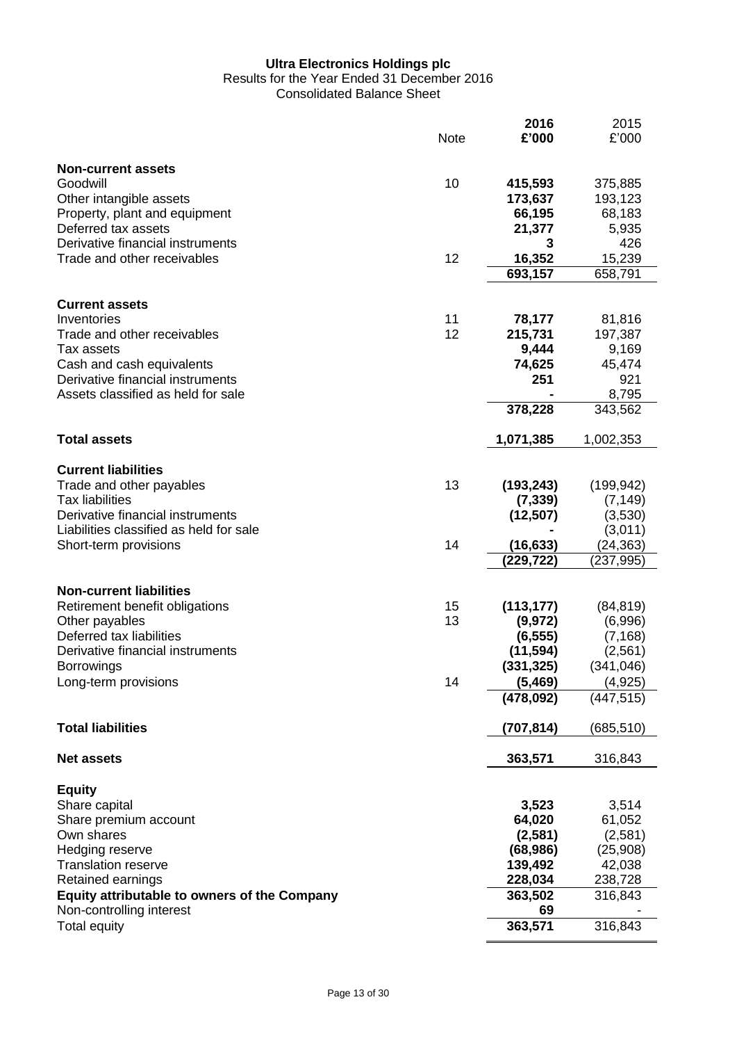# Ultra Electronics Holdings plc

Results for the Year Ended 31 December 2016

Consolidated Balance Sheet

| | Note | **2016 £'000** | 2015 £'000 |
|---|---|---|---|
| **Non-current assets** | | | |
| Goodwill | 10 | **415,593** | 375,885 |
| Other intangible assets | | **173,637** | 193,123 |
| Property, plant and equipment | | **66,195** | 68,183 |
| Deferred tax assets | | **21,377** | 5,935 |
| Derivative financial instruments | | **3** | 426 |
| Trade and other receivables | 12 | **16,352** | 15,239 |
| | | **693,157** | 658,791 |
| **Current assets** | | | |
| Inventories | 11 | **78,177** | 81,816 |
| Trade and other receivables | 12 | **215,731** | 197,387 |
| Tax assets | | **9,444** | 9,169 |
| Cash and cash equivalents | | **74,625** | 45,474 |
| Derivative financial instruments | | **251** | 921 |
| Assets classified as held for sale | | **-** | 8,795 |
| | | **378,228** | 343,562 |
| **Total assets** | | **1,071,385** | 1,002,353 |
| **Current liabilities** | | | |
| Trade and other payables | 13 | **(193,243)** | (199,942) |
| Tax liabilities | | **(7,339)** | (7,149) |
| Derivative financial instruments | | **(12,507)** | (3,530) |
| Liabilities classified as held for sale | | **-** | (3,011) |
| Short-term provisions | 14 | **(16,633)** | (24,363) |
| | | **(229,722)** | (237,995) |
| **Non-current liabilities** | | | |
| Retirement benefit obligations | 15 | **(113,177)** | (84,819) |
| Other payables | 13 | **(9,972)** | (6,996) |
| Deferred tax liabilities | | **(6,555)** | (7,168) |
| Derivative financial instruments | | **(11,594)** | (2,561) |
| Borrowings | | **(331,325)** | (341,046) |
| Long-term provisions | 14 | **(5,469)** | (4,925) |
| | | **(478,092)** | (447,515) |
| **Total liabilities** | | **(707,814)** | (685,510) |
| **Net assets** | | **363,571** | 316,843 |
| **Equity** | | | |
| Share capital | | **3,523** | 3,514 |
| Share premium account | | **64,020** | 61,052 |
| Own shares | | **(2,581)** | (2,581) |
| Hedging reserve | | **(68,986)** | (25,908) |
| Translation reserve | | **139,492** | 42,038 |
| Retained earnings | | **228,034** | 238,728 |
| **Equity attributable to owners of the Company** | | **363,502** | 316,843 |
| Non-controlling interest | | **69** | - |
| Total equity | | **363,571** | 316,843 |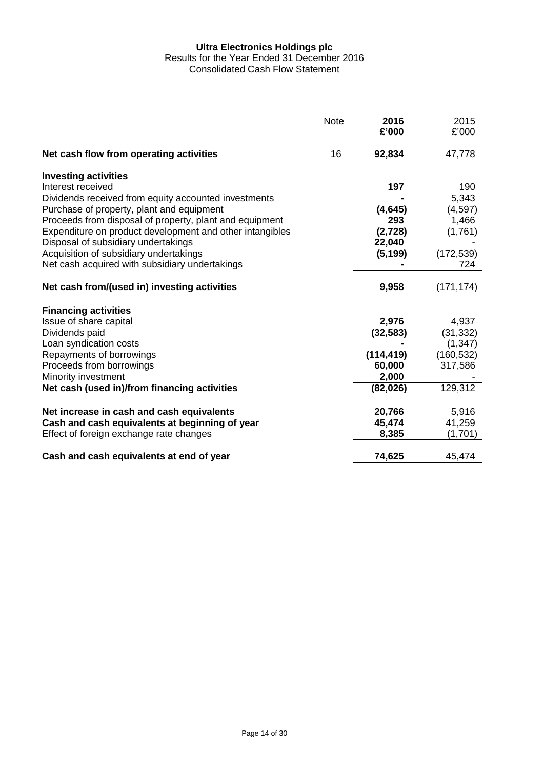**Ultra Electronics Holdings plc**

Results for the Year Ended 31 December 2016

Consolidated Cash Flow Statement

| | Note | **2016 £'000** | 2015 £'000 |
|---|---|---|---|
| **Net cash flow from operating activities** | 16 | **92,834** | 47,778 |
| **Investing activities** | | | |
| Interest received | | **197** | 190 |
| Dividends received from equity accounted investments | | **-** | 5,343 |
| Purchase of property, plant and equipment | | **(4,645)** | (4,597) |
| Proceeds from disposal of property, plant and equipment | | **293** | 1,466 |
| Expenditure on product development and other intangibles | | **(2,728)** | (1,761) |
| Disposal of subsidiary undertakings | | **22,040** | - |
| Acquisition of subsidiary undertakings | | **(5,199)** | (172,539) |
| Net cash acquired with subsidiary undertakings | | **-** | 724 |
| **Net cash from/(used in) investing activities** | | **9,958** | (171,174) |
| **Financing activities** | | | |
| Issue of share capital | | **2,976** | 4,937 |
| Dividends paid | | **(32,583)** | (31,332) |
| Loan syndication costs | | **-** | (1,347) |
| Repayments of borrowings | | **(114,419)** | (160,532) |
| Proceeds from borrowings | | **60,000** | 317,586 |
| Minority investment | | **2,000** | - |
| **Net cash (used in)/from financing activities** | | **(82,026)** | 129,312 |
| **Net increase in cash and cash equivalents** | | **20,766** | 5,916 |
| **Cash and cash equivalents at beginning of year** | | **45,474** | 41,259 |
| Effect of foreign exchange rate changes | | **8,385** | (1,701) |
| **Cash and cash equivalents at end of year** | | **74,625** | 45,474 |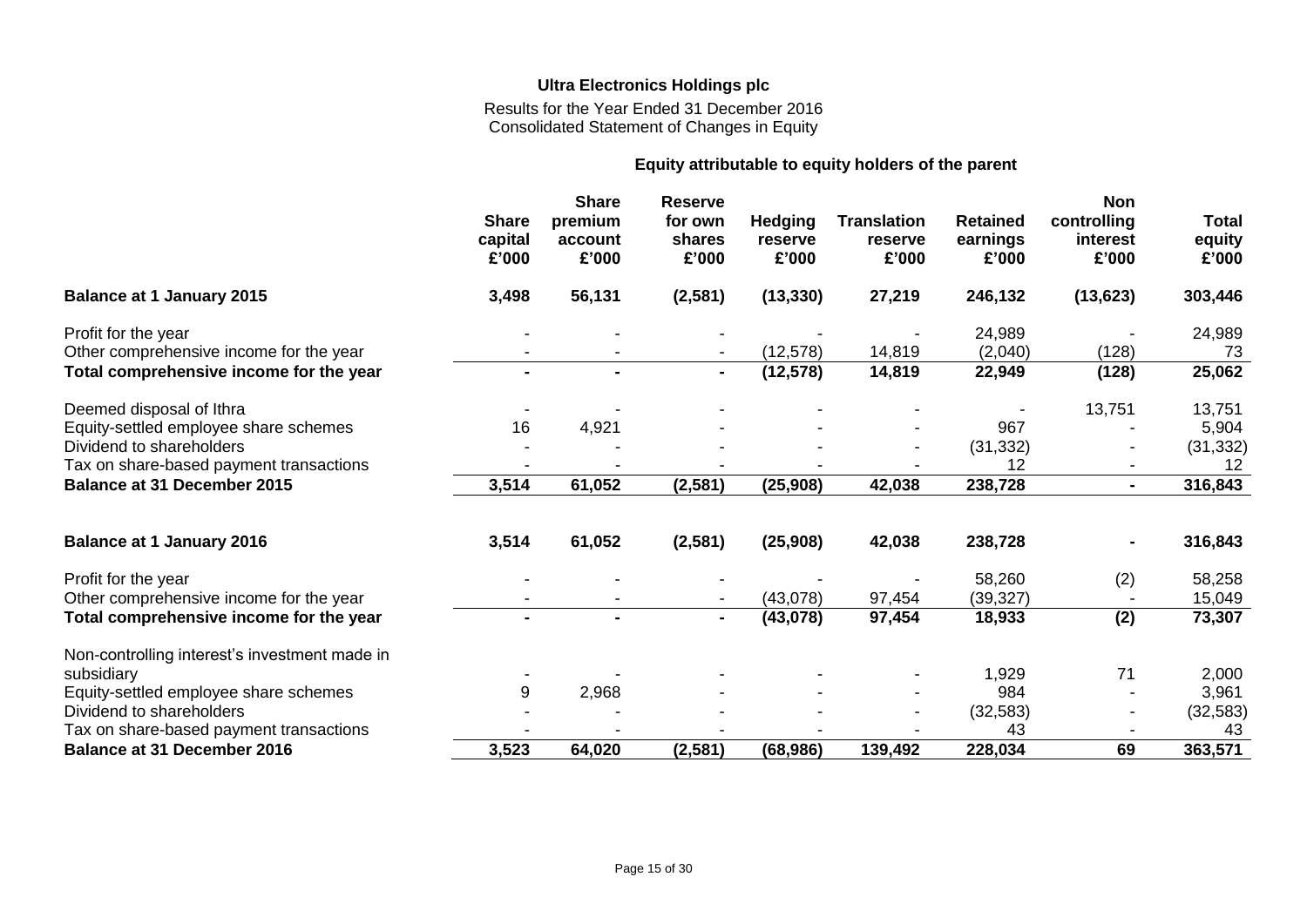**Ultra Electronics Holdings plc**

Results for the Year Ended 31 December 2016
Consolidated Statement of Changes in Equity

| | Equity attributable to equity holders of the parent | | | | | | | |
|---|---|---|---|---|---|---|---|---|
| | Share capital £'000 | Share premium account £'000 | Reserve for own shares £'000 | Hedging reserve £'000 | Translation reserve £'000 | Retained earnings £'000 | Non controlling interest £'000 | Total equity £'000 |
| **Balance at 1 January 2015** | **3,498** | **56,131** | **(2,581)** | **(13,330)** | **27,219** | **246,132** | **(13,623)** | **303,446** |
| Profit for the year | - | - | - | - | - | 24,989 | - | 24,989 |
| Other comprehensive income for the year | - | - | - | (12,578) | 14,819 | (2,040) | (128) | 73 |
| **Total comprehensive income for the year** | **-** | **-** | **-** | **(12,578)** | **14,819** | **22,949** | **(128)** | **25,062** |
| Deemed disposal of Ithra | - | - | - | - | - | - | 13,751 | 13,751 |
| Equity-settled employee share schemes | 16 | 4,921 | - | - | - | 967 | - | 5,904 |
| Dividend to shareholders | - | - | - | - | - | (31,332) | - | (31,332) |
| Tax on share-based payment transactions | - | - | - | - | - | 12 | - | 12 |
| **Balance at 31 December 2015** | **3,514** | **61,052** | **(2,581)** | **(25,908)** | **42,038** | **238,728** | **-** | **316,843** |
| **Balance at 1 January 2016** | **3,514** | **61,052** | **(2,581)** | **(25,908)** | **42,038** | **238,728** | **-** | **316,843** |
| Profit for the year | - | - | - | - | - | 58,260 | (2) | 58,258 |
| Other comprehensive income for the year | - | - | - | (43,078) | 97,454 | (39,327) | - | 15,049 |
| **Total comprehensive income for the year** | **-** | **-** | **-** | **(43,078)** | **97,454** | **18,933** | **(2)** | **73,307** |
| Non-controlling interest's investment made in subsidiary | - | - | - | - | - | 1,929 | 71 | 2,000 |
| Equity-settled employee share schemes | 9 | 2,968 | - | - | - | 984 | - | 3,961 |
| Dividend to shareholders | - | - | - | - | - | (32,583) | - | (32,583) |
| Tax on share-based payment transactions | - | - | - | - | - | 43 | - | 43 |
| **Balance at 31 December 2016** | **3,523** | **64,020** | **(2,581)** | **(68,986)** | **139,492** | **228,034** | **69** | **363,571** |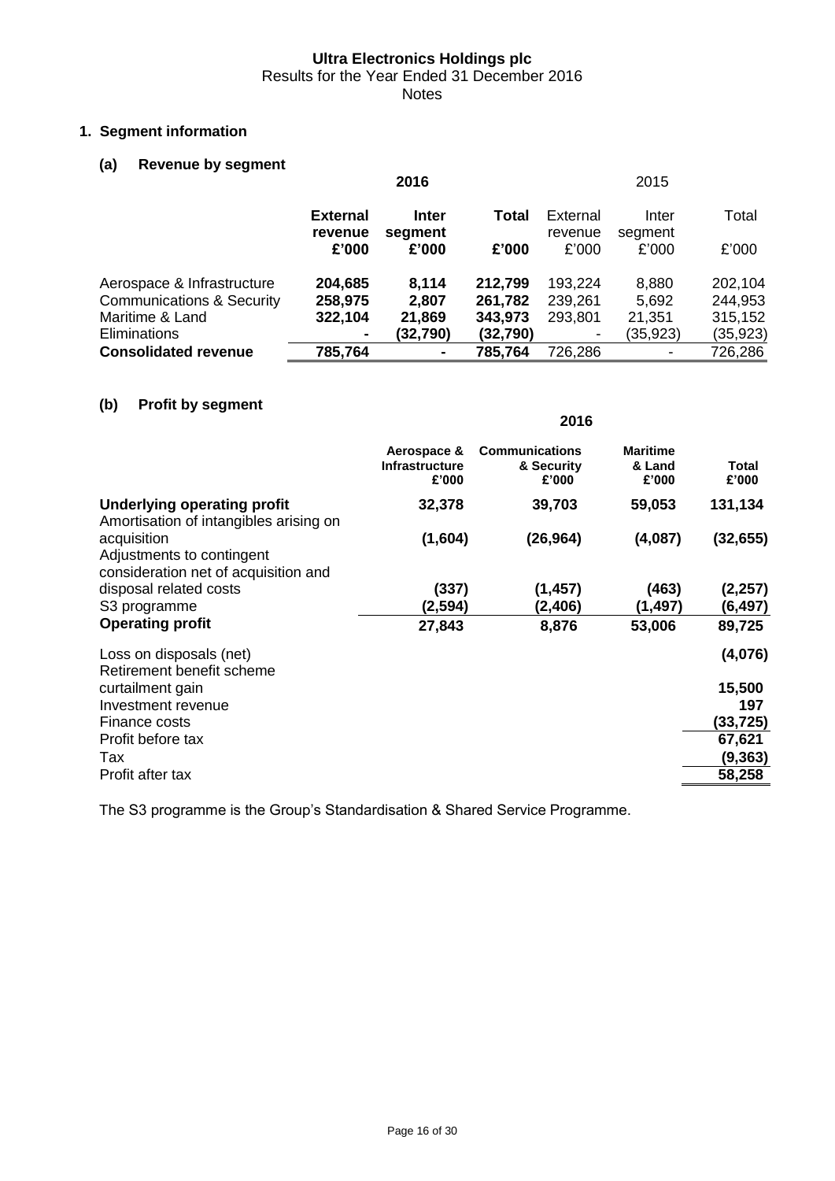# Ultra Electronics Holdings plc

Results for the Year Ended 31 December 2016

Notes

## 1. Segment information

### (a) Revenue by segment

| | **2016** | | | 2015 | | |
|---|---|---|---|---|---|---|
| | **External revenue £'000** | **Inter segment £'000** | **Total £'000** | External revenue £'000 | Inter segment £'000 | Total £'000 |
| Aerospace & Infrastructure | **204,685** | **8,114** | **212,799** | 193,224 | 8,880 | 202,104 |
| Communications & Security | **258,975** | **2,807** | **261,782** | 239,261 | 5,692 | 244,953 |
| Maritime & Land | **322,104** | **21,869** | **343,973** | 293,801 | 21,351 | 315,152 |
| Eliminations | **-** | **(32,790)** | **(32,790)** | - | (35,923) | (35,923) |
| **Consolidated revenue** | **785,764** | **-** | **785,764** | 726,286 | - | 726,286 |

### (b) Profit by segment

| | **2016** | | | |
|---|---|---|---|---|
| | **Aerospace & Infrastructure £'000** | **Communications & Security £'000** | **Maritime & Land £'000** | **Total £'000** |
| **Underlying operating profit** | **32,378** | **39,703** | **59,053** | **131,134** |
| Amortisation of intangibles arising on acquisition | **(1,604)** | **(26,964)** | **(4,087)** | **(32,655)** |
| Adjustments to contingent consideration net of acquisition and disposal related costs | **(337)** | **(1,457)** | **(463)** | **(2,257)** |
| S3 programme | **(2,594)** | **(2,406)** | **(1,497)** | **(6,497)** |
| **Operating profit** | **27,843** | **8,876** | **53,006** | **89,725** |
| Loss on disposals (net) | | | | **(4,076)** |
| Retirement benefit scheme curtailment gain | | | | **15,500** |
| Investment revenue | | | | **197** |
| Finance costs | | | | **(33,725)** |
| Profit before tax | | | | **67,621** |
| Tax | | | | **(9,363)** |
| Profit after tax | | | | **58,258** |

The S3 programme is the Group's Standardisation & Shared Service Programme.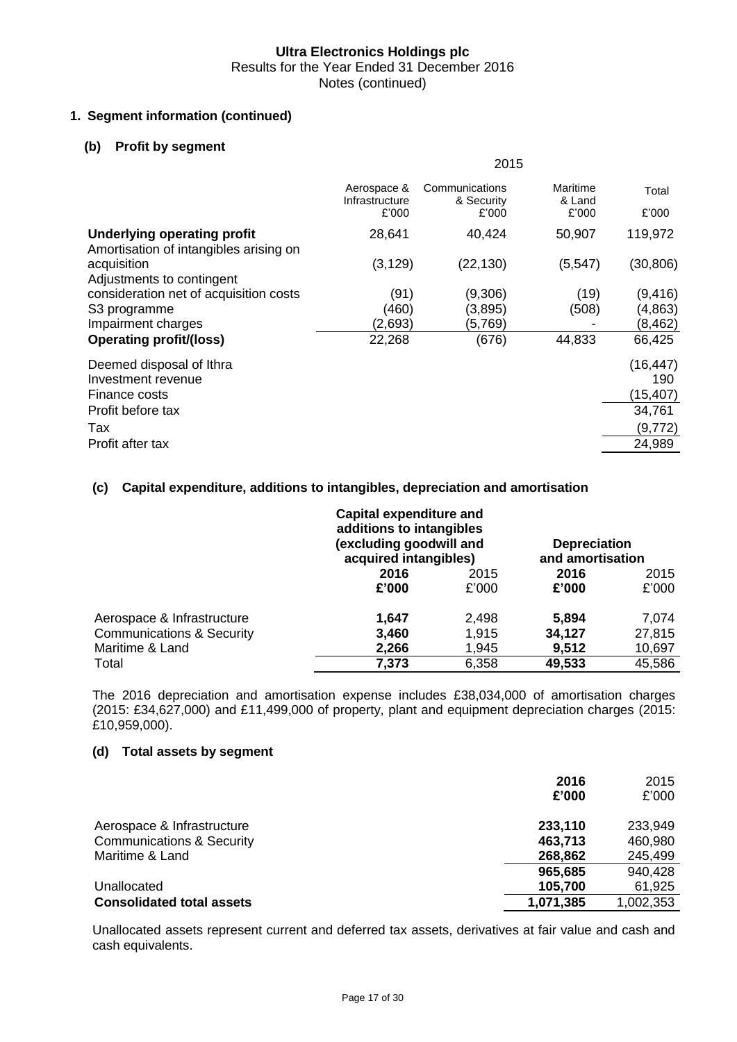# Ultra Electronics Holdings plc

Results for the Year Ended 31 December 2016

Notes (continued)

## 1. Segment information (continued)

### (b) Profit by segment

| | 2015 | | | |
|---|---|---|---|---|
| | Aerospace & Infrastructure £'000 | Communications & Security £'000 | Maritime & Land £'000 | Total £'000 |
| **Underlying operating profit** | 28,641 | 40,424 | 50,907 | 119,972 |
| Amortisation of intangibles arising on acquisition | (3,129) | (22,130) | (5,547) | (30,806) |
| Adjustments to contingent consideration net of acquisition costs | (91) | (9,306) | (19) | (9,416) |
| S3 programme | (460) | (3,895) | (508) | (4,863) |
| Impairment charges | (2,693) | (5,769) | - | (8,462) |
| **Operating profit/(loss)** | 22,268 | (676) | 44,833 | 66,425 |
| Deemed disposal of Ithra | | | | (16,447) |
| Investment revenue | | | | 190 |
| Finance costs | | | | (15,407) |
| Profit before tax | | | | 34,761 |
| Tax | | | | (9,772) |
| Profit after tax | | | | 24,989 |

### (c) Capital expenditure, additions to intangibles, depreciation and amortisation

| | Capital expenditure and additions to intangibles (excluding goodwill and acquired intangibles) | | Depreciation and amortisation | |
|---|---|---|---|---|
| | **2016 £'000** | 2015 £'000 | **2016 £'000** | 2015 £'000 |
| Aerospace & Infrastructure | **1,647** | 2,498 | **5,894** | 7,074 |
| Communications & Security | **3,460** | 1,915 | **34,127** | 27,815 |
| Maritime & Land | **2,266** | 1,945 | **9,512** | 10,697 |
| Total | **7,373** | 6,358 | **49,533** | 45,586 |

The 2016 depreciation and amortisation expense includes £38,034,000 of amortisation charges (2015: £34,627,000) and £11,499,000 of property, plant and equipment depreciation charges (2015: £10,959,000).

### (d) Total assets by segment

| | **2016 £'000** | 2015 £'000 |
|---|---|---|
| Aerospace & Infrastructure | **233,110** | 233,949 |
| Communications & Security | **463,713** | 460,980 |
| Maritime & Land | **268,862** | 245,499 |
| | **965,685** | 940,428 |
| Unallocated | **105,700** | 61,925 |
| **Consolidated total assets** | **1,071,385** | 1,002,353 |

Unallocated assets represent current and deferred tax assets, derivatives at fair value and cash and cash equivalents.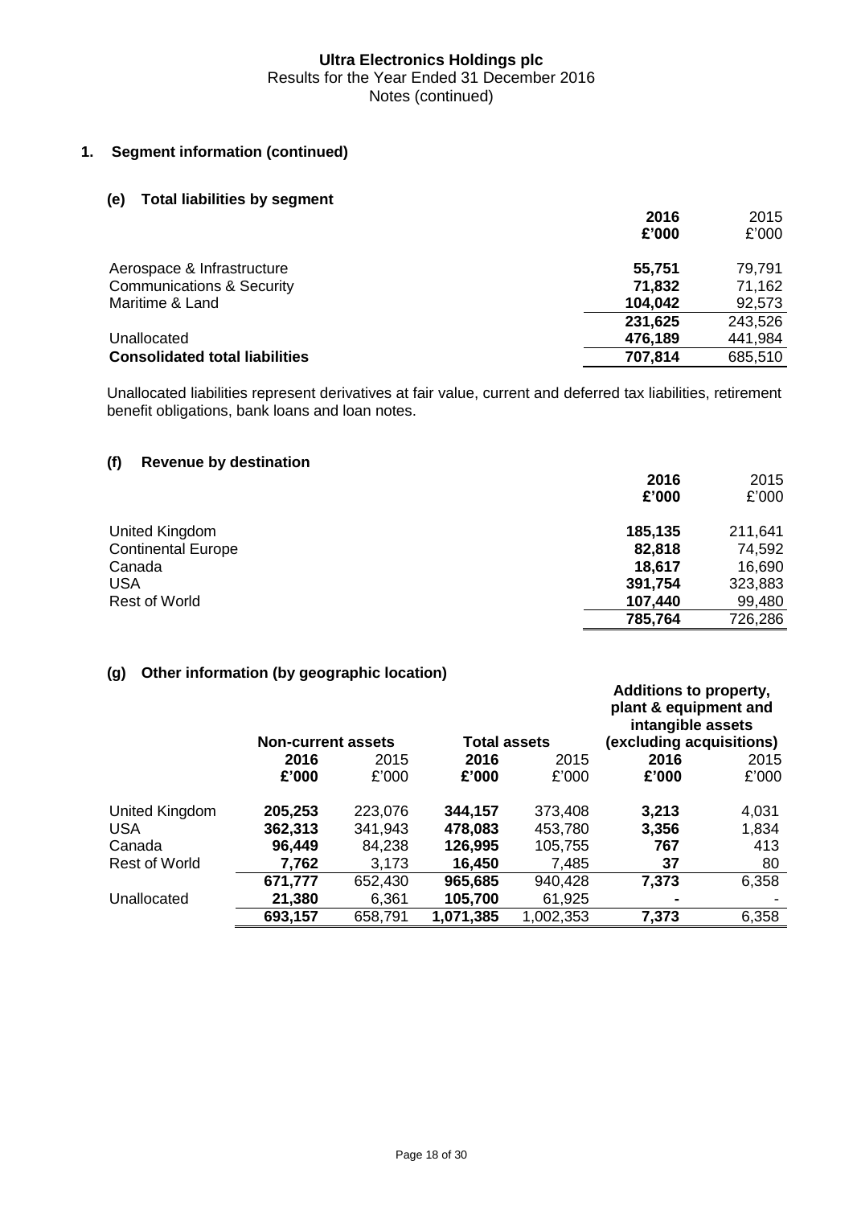## 1. Segment information (continued)

### (e) Total liabilities by segment

| | 2016 £'000 | 2015 £'000 |
|---|---|---|
| Aerospace & Infrastructure | **55,751** | 79,791 |
| Communications & Security | **71,832** | 71,162 |
| Maritime & Land | **104,042** | 92,573 |
| | **231,625** | 243,526 |
| Unallocated | **476,189** | 441,984 |
| **Consolidated total liabilities** | **707,814** | 685,510 |

Unallocated liabilities represent derivatives at fair value, current and deferred tax liabilities, retirement benefit obligations, bank loans and loan notes.

### (f) Revenue by destination

| | 2016 £'000 | 2015 £'000 |
|---|---|---|
| United Kingdom | **185,135** | 211,641 |
| Continental Europe | **82,818** | 74,592 |
| Canada | **18,617** | 16,690 |
| USA | **391,754** | 323,883 |
| Rest of World | **107,440** | 99,480 |
| | **785,764** | 726,286 |

### (g) Other information (by geographic location)

| | Non-current assets | | Total assets | | Additions to property, plant & equipment and intangible assets (excluding acquisitions) | |
|---|---|---|---|---|---|---|
| | 2016 £'000 | 2015 £'000 | 2016 £'000 | 2015 £'000 | 2016 £'000 | 2015 £'000 |
| United Kingdom | **205,253** | 223,076 | **344,157** | 373,408 | **3,213** | 4,031 |
| USA | **362,313** | 341,943 | **478,083** | 453,780 | **3,356** | 1,834 |
| Canada | **96,449** | 84,238 | **126,995** | 105,755 | **767** | 413 |
| Rest of World | **7,762** | 3,173 | **16,450** | 7,485 | **37** | 80 |
| | **671,777** | 652,430 | **965,685** | 940,428 | **7,373** | 6,358 |
| Unallocated | **21,380** | 6,361 | **105,700** | 61,925 | **-** | - |
| | **693,157** | 658,791 | **1,071,385** | 1,002,353 | **7,373** | 6,358 |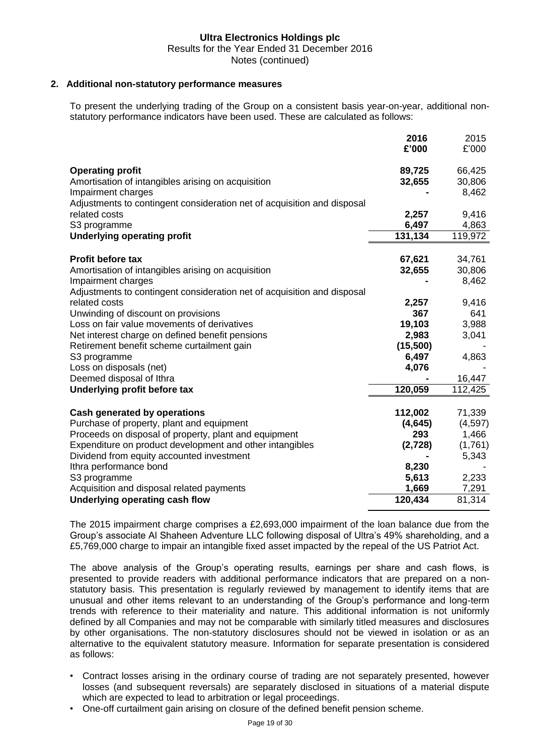## 2. Additional non-statutory performance measures

To present the underlying trading of the Group on a consistent basis year-on-year, additional non-statutory performance indicators have been used. These are calculated as follows:

| | **2016** | 2015 |
|---|---|---|
| | **£'000** | £'000 |
| **Operating profit** | **89,725** | 66,425 |
| Amortisation of intangibles arising on acquisition | **32,655** | 30,806 |
| Impairment charges | **-** | 8,462 |
| Adjustments to contingent consideration net of acquisition and disposal related costs | **2,257** | 9,416 |
| S3 programme | **6,497** | 4,863 |
| **Underlying operating profit** | **131,134** | 119,972 |
| | | |
| **Profit before tax** | **67,621** | 34,761 |
| Amortisation of intangibles arising on acquisition | **32,655** | 30,806 |
| Impairment charges | **-** | 8,462 |
| Adjustments to contingent consideration net of acquisition and disposal related costs | **2,257** | 9,416 |
| Unwinding of discount on provisions | **367** | 641 |
| Loss on fair value movements of derivatives | **19,103** | 3,988 |
| Net interest charge on defined benefit pensions | **2,983** | 3,041 |
| Retirement benefit scheme curtailment gain | **(15,500)** | - |
| S3 programme | **6,497** | 4,863 |
| Loss on disposals (net) | **4,076** | - |
| Deemed disposal of Ithra | **-** | 16,447 |
| **Underlying profit before tax** | **120,059** | 112,425 |
| | | |
| **Cash generated by operations** | **112,002** | 71,339 |
| Purchase of property, plant and equipment | **(4,645)** | (4,597) |
| Proceeds on disposal of property, plant and equipment | **293** | 1,466 |
| Expenditure on product development and other intangibles | **(2,728)** | (1,761) |
| Dividend from equity accounted investment | **-** | 5,343 |
| Ithra performance bond | **8,230** | - |
| S3 programme | **5,613** | 2,233 |
| Acquisition and disposal related payments | **1,669** | 7,291 |
| **Underlying operating cash flow** | **120,434** | 81,314 |

The 2015 impairment charge comprises a £2,693,000 impairment of the loan balance due from the Group's associate Al Shaheen Adventure LLC following disposal of Ultra's 49% shareholding, and a £5,769,000 charge to impair an intangible fixed asset impacted by the repeal of the US Patriot Act.

The above analysis of the Group's operating results, earnings per share and cash flows, is presented to provide readers with additional performance indicators that are prepared on a non-statutory basis. This presentation is regularly reviewed by management to identify items that are unusual and other items relevant to an understanding of the Group's performance and long-term trends with reference to their materiality and nature. This additional information is not uniformly defined by all Companies and may not be comparable with similarly titled measures and disclosures by other organisations. The non-statutory disclosures should not be viewed in isolation or as an alternative to the equivalent statutory measure. Information for separate presentation is considered as follows:

- Contract losses arising in the ordinary course of trading are not separately presented, however losses (and subsequent reversals) are separately disclosed in situations of a material dispute which are expected to lead to arbitration or legal proceedings.
- One-off curtailment gain arising on closure of the defined benefit pension scheme.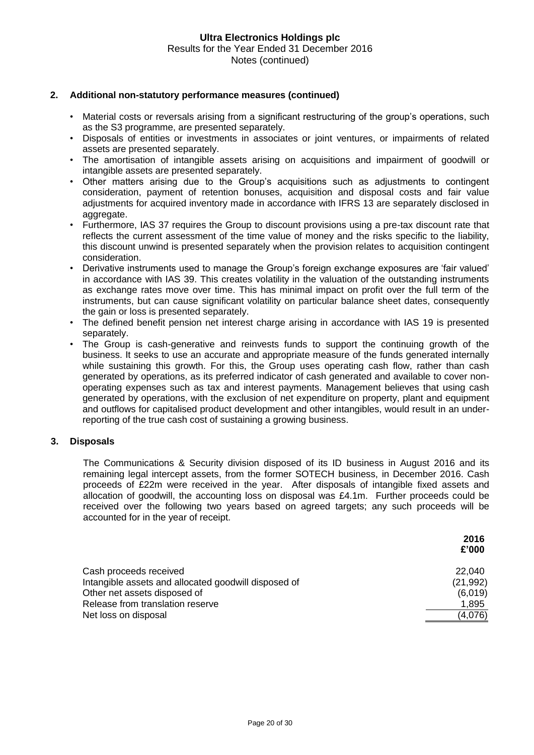## 2. Additional non-statutory performance measures (continued)

- Material costs or reversals arising from a significant restructuring of the group's operations, such as the S3 programme, are presented separately.
- Disposals of entities or investments in associates or joint ventures, or impairments of related assets are presented separately.
- The amortisation of intangible assets arising on acquisitions and impairment of goodwill or intangible assets are presented separately.
- Other matters arising due to the Group's acquisitions such as adjustments to contingent consideration, payment of retention bonuses, acquisition and disposal costs and fair value adjustments for acquired inventory made in accordance with IFRS 13 are separately disclosed in aggregate.
- Furthermore, IAS 37 requires the Group to discount provisions using a pre-tax discount rate that reflects the current assessment of the time value of money and the risks specific to the liability, this discount unwind is presented separately when the provision relates to acquisition contingent consideration.
- Derivative instruments used to manage the Group's foreign exchange exposures are 'fair valued' in accordance with IAS 39. This creates volatility in the valuation of the outstanding instruments as exchange rates move over time. This has minimal impact on profit over the full term of the instruments, but can cause significant volatility on particular balance sheet dates, consequently the gain or loss is presented separately.
- The defined benefit pension net interest charge arising in accordance with IAS 19 is presented separately.
- The Group is cash-generative and reinvests funds to support the continuing growth of the business. It seeks to use an accurate and appropriate measure of the funds generated internally while sustaining this growth. For this, the Group uses operating cash flow, rather than cash generated by operations, as its preferred indicator of cash generated and available to cover non-operating expenses such as tax and interest payments. Management believes that using cash generated by operations, with the exclusion of net expenditure on property, plant and equipment and outflows for capitalised product development and other intangibles, would result in an under-reporting of the true cash cost of sustaining a growing business.

## 3. Disposals

The Communications & Security division disposed of its ID business in August 2016 and its remaining legal intercept assets, from the former SOTECH business, in December 2016. Cash proceeds of £22m were received in the year. After disposals of intangible fixed assets and allocation of goodwill, the accounting loss on disposal was £4.1m. Further proceeds could be received over the following two years based on agreed targets; any such proceeds will be accounted for in the year of receipt.

| | 2016 £'000 |
|---|---|
| Cash proceeds received | 22,040 |
| Intangible assets and allocated goodwill disposed of | (21,992) |
| Other net assets disposed of | (6,019) |
| Release from translation reserve | 1,895 |
| Net loss on disposal | (4,076) |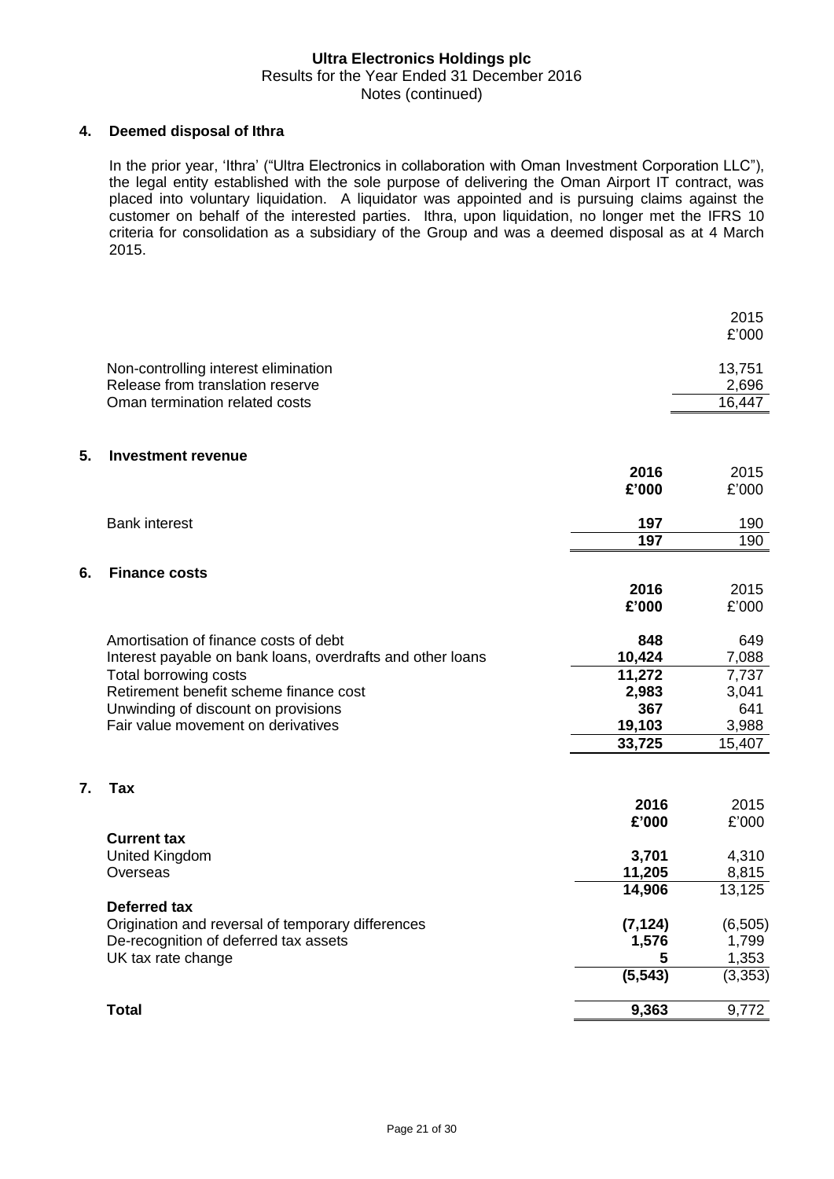## 4. Deemed disposal of Ithra

In the prior year, 'Ithra' ("Ultra Electronics in collaboration with Oman Investment Corporation LLC"), the legal entity established with the sole purpose of delivering the Oman Airport IT contract, was placed into voluntary liquidation. A liquidator was appointed and is pursuing claims against the customer on behalf of the interested parties. Ithra, upon liquidation, no longer met the IFRS 10 criteria for consolidation as a subsidiary of the Group and was a deemed disposal as at 4 March 2015.

| | 2015 £'000 |
|---|---|
| Non-controlling interest elimination | 13,751 |
| Release from translation reserve | 2,696 |
| Oman termination related costs | 16,447 |

## 5. Investment revenue

| | **2016 £'000** | 2015 £'000 |
|---|---|---|
| Bank interest | **197** | 190 |
| | **197** | 190 |

## 6. Finance costs

| | **2016 £'000** | 2015 £'000 |
|---|---|---|
| Amortisation of finance costs of debt | **848** | 649 |
| Interest payable on bank loans, overdrafts and other loans | **10,424** | 7,088 |
| Total borrowing costs | **11,272** | 7,737 |
| Retirement benefit scheme finance cost | **2,983** | 3,041 |
| Unwinding of discount on provisions | **367** | 641 |
| Fair value movement on derivatives | **19,103** | 3,988 |
| | **33,725** | 15,407 |

## 7. Tax

| | **2016 £'000** | 2015 £'000 |
|---|---|---|
| **Current tax** | | |
| United Kingdom | **3,701** | 4,310 |
| Overseas | **11,205** | 8,815 |
| | **14,906** | 13,125 |
| **Deferred tax** | | |
| Origination and reversal of temporary differences | **(7,124)** | (6,505) |
| De-recognition of deferred tax assets | **1,576** | 1,799 |
| UK tax rate change | **5** | 1,353 |
| | **(5,543)** | (3,353) |
| **Total** | **9,363** | 9,772 |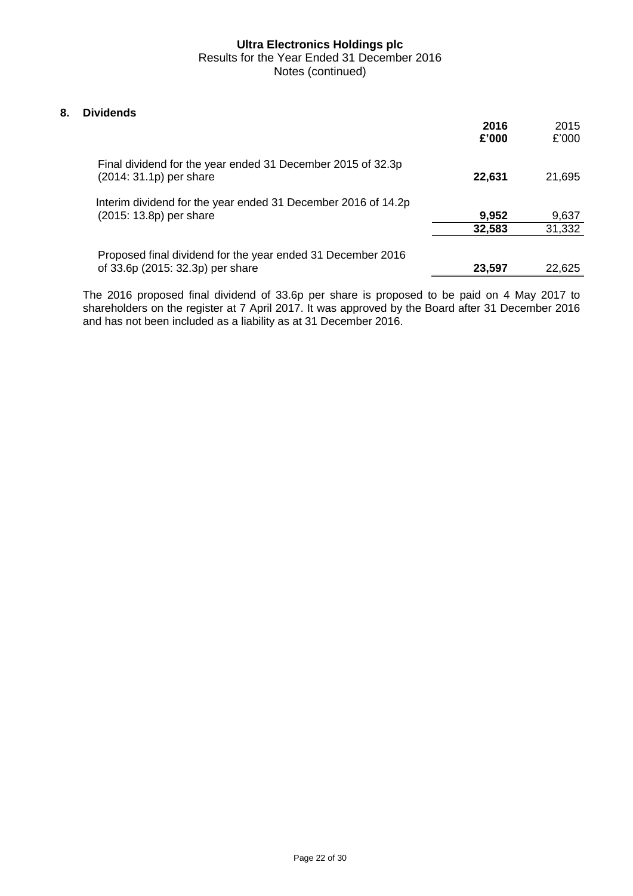## 8. Dividends

| | **2016 £'000** | 2015 £'000 |
|---|---|---|
| Final dividend for the year ended 31 December 2015 of 32.3p (2014: 31.1p) per share | **22,631** | 21,695 |
| Interim dividend for the year ended 31 December 2016 of 14.2p (2015: 13.8p) per share | **9,952** | 9,637 |
| | **32,583** | 31,332 |
| Proposed final dividend for the year ended 31 December 2016 of 33.6p (2015: 32.3p) per share | **23,597** | 22,625 |

The 2016 proposed final dividend of 33.6p per share is proposed to be paid on 4 May 2017 to shareholders on the register at 7 April 2017. It was approved by the Board after 31 December 2016 and has not been included as a liability as at 31 December 2016.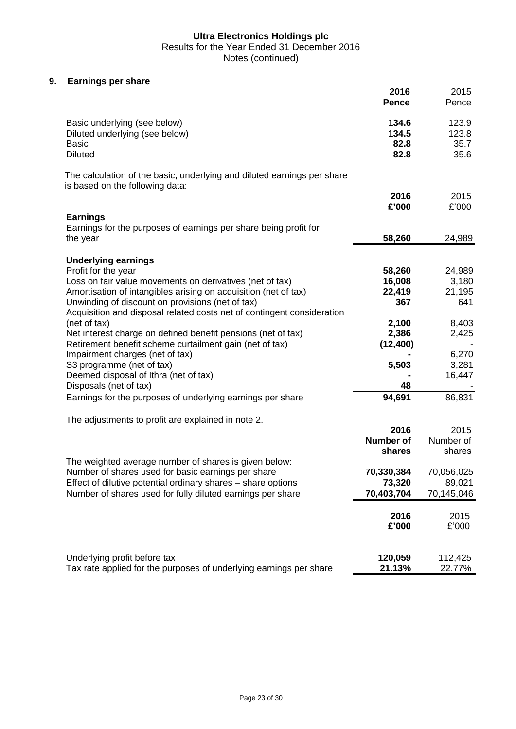**Ultra Electronics Holdings plc**
Results for the Year Ended 31 December 2016
Notes (continued)

## 9. Earnings per share

| | **2016 Pence** | 2015 Pence |
|---|---|---|
| Basic underlying (see below) | **134.6** | 123.9 |
| Diluted underlying (see below) | **134.5** | 123.8 |
| Basic | **82.8** | 35.7 |
| Diluted | **82.8** | 35.6 |

The calculation of the basic, underlying and diluted earnings per share is based on the following data:

| | **2016 £'000** | 2015 £'000 |
|---|---|---|
| **Earnings** | | |
| Earnings for the purposes of earnings per share being profit for the year | **58,260** | 24,989 |
| | | |
| **Underlying earnings** | | |
| Profit for the year | **58,260** | 24,989 |
| Loss on fair value movements on derivatives (net of tax) | **16,008** | 3,180 |
| Amortisation of intangibles arising on acquisition (net of tax) | **22,419** | 21,195 |
| Unwinding of discount on provisions (net of tax) | **367** | 641 |
| Acquisition and disposal related costs net of contingent consideration (net of tax) | **2,100** | 8,403 |
| Net interest charge on defined benefit pensions (net of tax) | **2,386** | 2,425 |
| Retirement benefit scheme curtailment gain (net of tax) | **(12,400)** | - |
| Impairment charges (net of tax) | **-** | 6,270 |
| S3 programme (net of tax) | **5,503** | 3,281 |
| Deemed disposal of Ithra (net of tax) | **-** | 16,447 |
| Disposals (net of tax) | **48** | - |
| Earnings for the purposes of underlying earnings per share | **94,691** | 86,831 |

The adjustments to profit are explained in note 2.

| | **2016 Number of shares** | 2015 Number of shares |
|---|---|---|
| The weighted average number of shares is given below: | | |
| Number of shares used for basic earnings per share | **70,330,384** | 70,056,025 |
| Effect of dilutive potential ordinary shares – share options | **73,320** | 89,021 |
| Number of shares used for fully diluted earnings per share | **70,403,704** | 70,145,046 |

| | **2016 £'000** | 2015 £'000 |
|---|---|---|
| Underlying profit before tax | **120,059** | 112,425 |
| Tax rate applied for the purposes of underlying earnings per share | **21.13%** | 22.77% |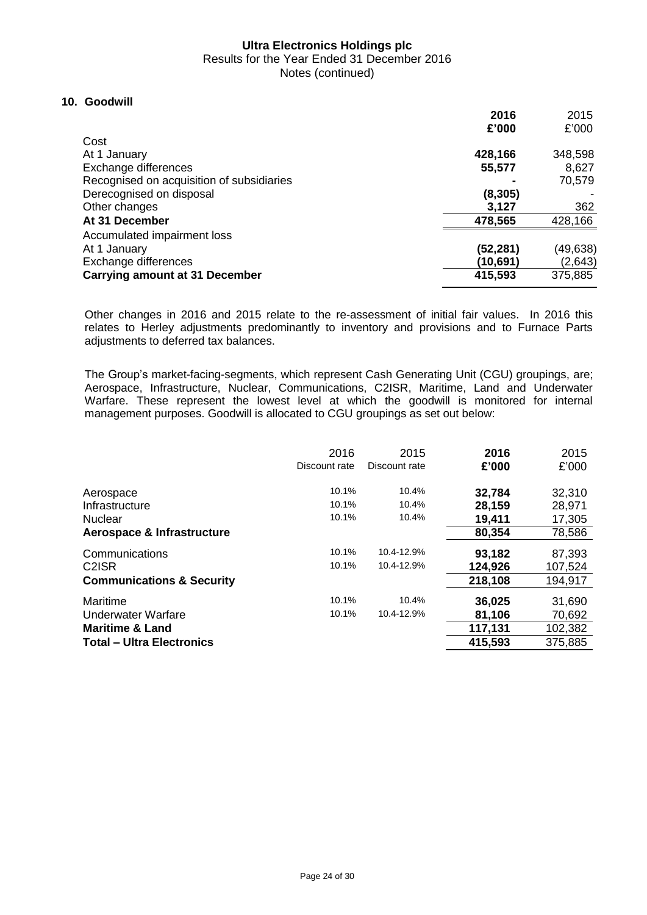## 10. Goodwill

| | 2016 £'000 | 2015 £'000 |
|---|---|---|
| Cost | | |
| At 1 January | **428,166** | 348,598 |
| Exchange differences | **55,577** | 8,627 |
| Recognised on acquisition of subsidiaries | **-** | 70,579 |
| Derecognised on disposal | **(8,305)** | - |
| Other changes | **3,127** | 362 |
| **At 31 December** | **478,565** | 428,166 |
| Accumulated impairment loss | | |
| At 1 January | **(52,281)** | (49,638) |
| Exchange differences | **(10,691)** | (2,643) |
| **Carrying amount at 31 December** | **415,593** | 375,885 |

Other changes in 2016 and 2015 relate to the re-assessment of initial fair values. In 2016 this relates to Herley adjustments predominantly to inventory and provisions and to Furnace Parts adjustments to deferred tax balances.

The Group's market-facing-segments, which represent Cash Generating Unit (CGU) groupings, are; Aerospace, Infrastructure, Nuclear, Communications, C2ISR, Maritime, Land and Underwater Warfare. These represent the lowest level at which the goodwill is monitored for internal management purposes. Goodwill is allocated to CGU groupings as set out below:

| | 2016 Discount rate | 2015 Discount rate | 2016 £'000 | 2015 £'000 |
|---|---|---|---|---|
| Aerospace | 10.1% | 10.4% | **32,784** | 32,310 |
| Infrastructure | 10.1% | 10.4% | **28,159** | 28,971 |
| Nuclear | 10.1% | 10.4% | **19,411** | 17,305 |
| **Aerospace & Infrastructure** | | | **80,354** | 78,586 |
| Communications | 10.1% | 10.4-12.9% | **93,182** | 87,393 |
| C2ISR | 10.1% | 10.4-12.9% | **124,926** | 107,524 |
| **Communications & Security** | | | **218,108** | 194,917 |
| Maritime | 10.1% | 10.4% | **36,025** | 31,690 |
| Underwater Warfare | 10.1% | 10.4-12.9% | **81,106** | 70,692 |
| **Maritime & Land** | | | **117,131** | 102,382 |
| **Total – Ultra Electronics** | | | **415,593** | 375,885 |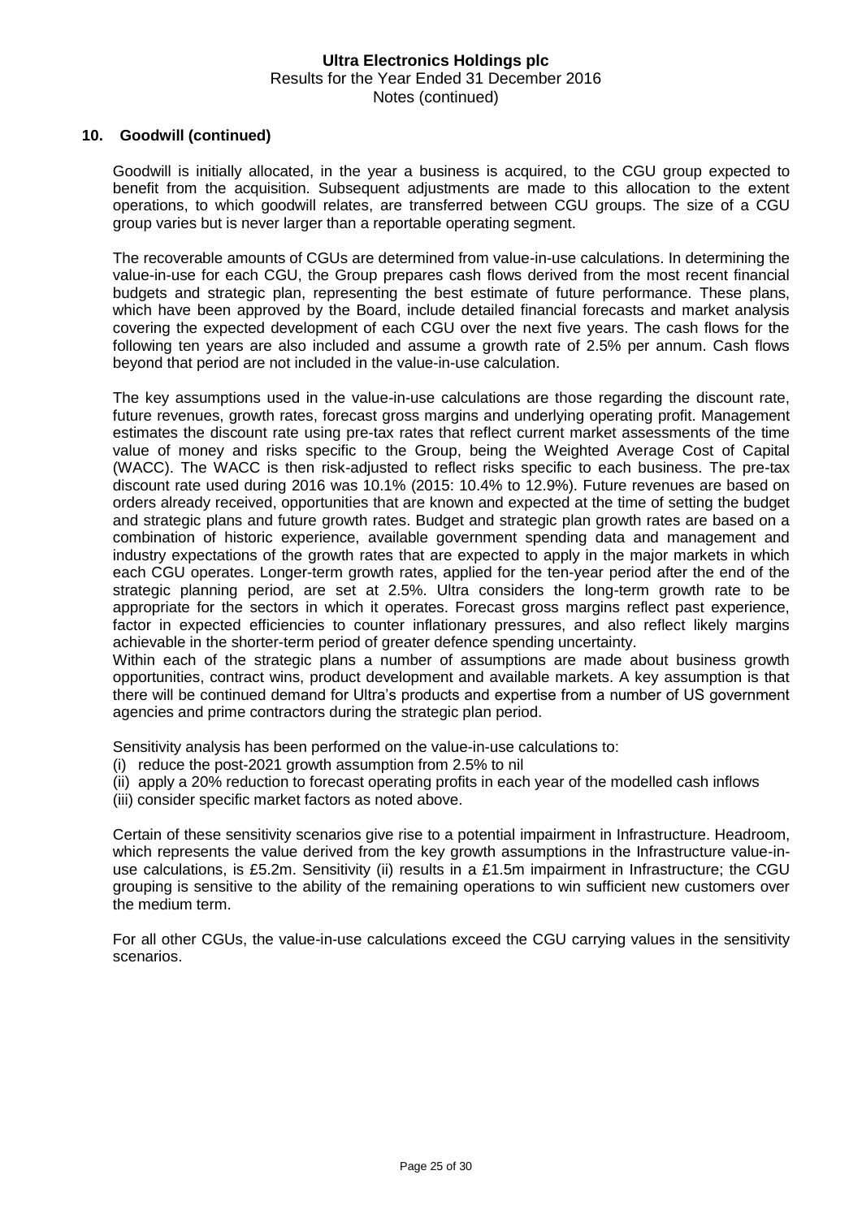## 10. Goodwill (continued)

Goodwill is initially allocated, in the year a business is acquired, to the CGU group expected to benefit from the acquisition. Subsequent adjustments are made to this allocation to the extent operations, to which goodwill relates, are transferred between CGU groups. The size of a CGU group varies but is never larger than a reportable operating segment.

The recoverable amounts of CGUs are determined from value-in-use calculations. In determining the value-in-use for each CGU, the Group prepares cash flows derived from the most recent financial budgets and strategic plan, representing the best estimate of future performance. These plans, which have been approved by the Board, include detailed financial forecasts and market analysis covering the expected development of each CGU over the next five years. The cash flows for the following ten years are also included and assume a growth rate of 2.5% per annum. Cash flows beyond that period are not included in the value-in-use calculation.

The key assumptions used in the value-in-use calculations are those regarding the discount rate, future revenues, growth rates, forecast gross margins and underlying operating profit. Management estimates the discount rate using pre-tax rates that reflect current market assessments of the time value of money and risks specific to the Group, being the Weighted Average Cost of Capital (WACC). The WACC is then risk-adjusted to reflect risks specific to each business. The pre-tax discount rate used during 2016 was 10.1% (2015: 10.4% to 12.9%). Future revenues are based on orders already received, opportunities that are known and expected at the time of setting the budget and strategic plans and future growth rates. Budget and strategic plan growth rates are based on a combination of historic experience, available government spending data and management and industry expectations of the growth rates that are expected to apply in the major markets in which each CGU operates. Longer-term growth rates, applied for the ten-year period after the end of the strategic planning period, are set at 2.5%. Ultra considers the long-term growth rate to be appropriate for the sectors in which it operates. Forecast gross margins reflect past experience, factor in expected efficiencies to counter inflationary pressures, and also reflect likely margins achievable in the shorter-term period of greater defence spending uncertainty.

Within each of the strategic plans a number of assumptions are made about business growth opportunities, contract wins, product development and available markets. A key assumption is that there will be continued demand for Ultra's products and expertise from a number of US government agencies and prime contractors during the strategic plan period.

Sensitivity analysis has been performed on the value-in-use calculations to:

(i) reduce the post-2021 growth assumption from 2.5% to nil
(ii) apply a 20% reduction to forecast operating profits in each year of the modelled cash inflows
(iii) consider specific market factors as noted above.

Certain of these sensitivity scenarios give rise to a potential impairment in Infrastructure. Headroom, which represents the value derived from the key growth assumptions in the Infrastructure value-in-use calculations, is £5.2m. Sensitivity (ii) results in a £1.5m impairment in Infrastructure; the CGU grouping is sensitive to the ability of the remaining operations to win sufficient new customers over the medium term.

For all other CGUs, the value-in-use calculations exceed the CGU carrying values in the sensitivity scenarios.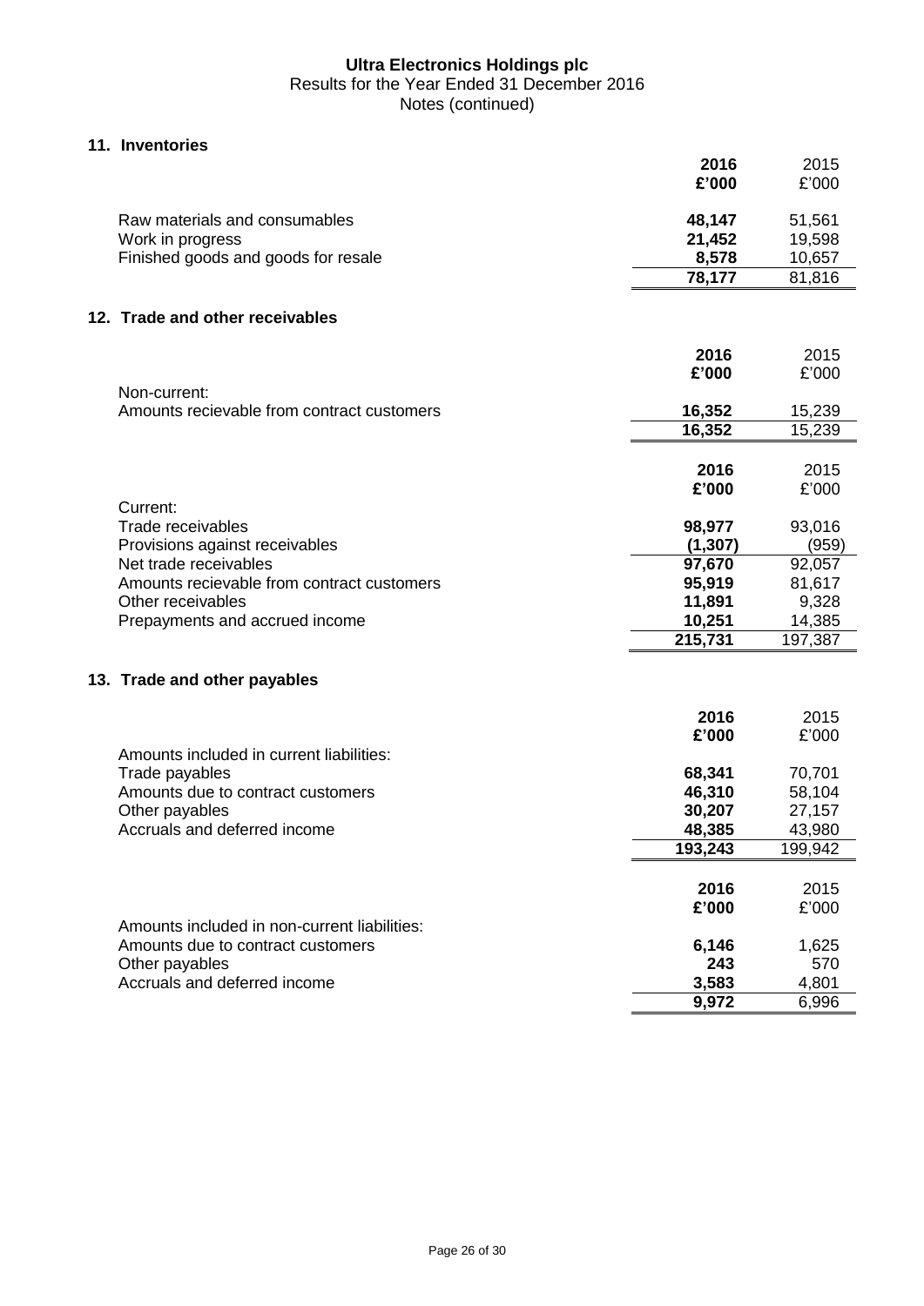**Ultra Electronics Holdings plc**
Results for the Year Ended 31 December 2016
Notes (continued)

## 11. Inventories

| | 2016 £'000 | 2015 £'000 |
|---|---|---|
| Raw materials and consumables | **48,147** | 51,561 |
| Work in progress | **21,452** | 19,598 |
| Finished goods and goods for resale | **8,578** | 10,657 |
| | **78,177** | 81,816 |

## 12. Trade and other receivables

| | 2016 £'000 | 2015 £'000 |
|---|---|---|
| Non-current: | | |
| Amounts recievable from contract customers | **16,352** | 15,239 |
| | **16,352** | 15,239 |

| | 2016 £'000 | 2015 £'000 |
|---|---|---|
| Current: | | |
| Trade receivables | **98,977** | 93,016 |
| Provisions against receivables | **(1,307)** | (959) |
| Net trade receivables | **97,670** | 92,057 |
| Amounts recievable from contract customers | **95,919** | 81,617 |
| Other receivables | **11,891** | 9,328 |
| Prepayments and accrued income | **10,251** | 14,385 |
| | **215,731** | 197,387 |

## 13. Trade and other payables

| | 2016 £'000 | 2015 £'000 |
|---|---|---|
| Amounts included in current liabilities: | | |
| Trade payables | **68,341** | 70,701 |
| Amounts due to contract customers | **46,310** | 58,104 |
| Other payables | **30,207** | 27,157 |
| Accruals and deferred income | **48,385** | 43,980 |
| | **193,243** | 199,942 |

| | 2016 £'000 | 2015 £'000 |
|---|---|---|
| Amounts included in non-current liabilities: | | |
| Amounts due to contract customers | **6,146** | 1,625 |
| Other payables | **243** | 570 |
| Accruals and deferred income | **3,583** | 4,801 |
| | **9,972** | 6,996 |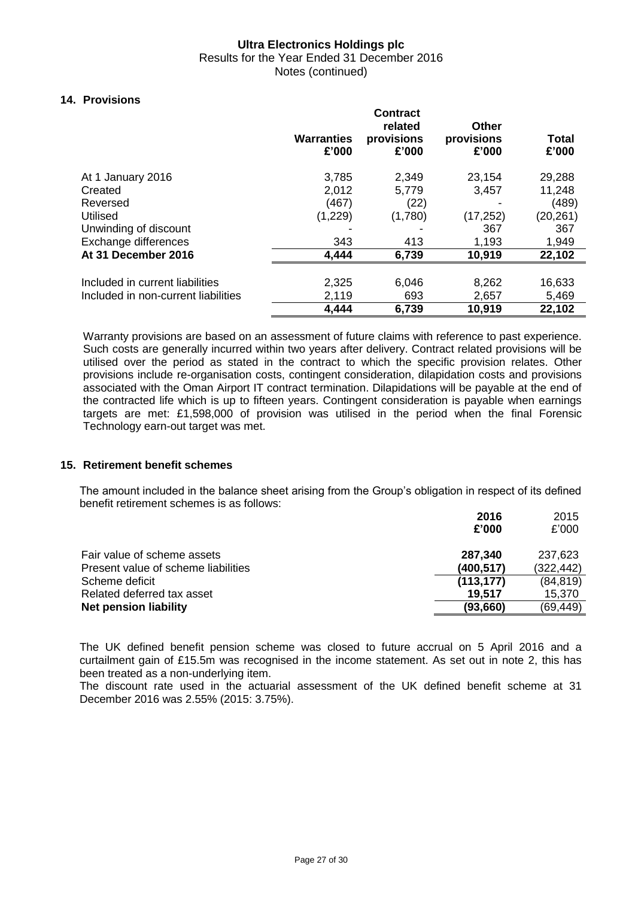Ultra Electronics Holdings plc
Results for the Year Ended 31 December 2016
Notes (continued)

## 14. Provisions

| | Warranties £'000 | Contract related provisions £'000 | Other provisions £'000 | Total £'000 |
|---|---|---|---|---|
| At 1 January 2016 | 3,785 | 2,349 | 23,154 | 29,288 |
| Created | 2,012 | 5,779 | 3,457 | 11,248 |
| Reversed | (467) | (22) | - | (489) |
| Utilised | (1,229) | (1,780) | (17,252) | (20,261) |
| Unwinding of discount | - | - | 367 | 367 |
| Exchange differences | 343 | 413 | 1,193 | 1,949 |
| **At 31 December 2016** | **4,444** | **6,739** | **10,919** | **22,102** |
| | | | | |
| Included in current liabilities | 2,325 | 6,046 | 8,262 | 16,633 |
| Included in non-current liabilities | 2,119 | 693 | 2,657 | 5,469 |
| | **4,444** | **6,739** | **10,919** | **22,102** |

Warranty provisions are based on an assessment of future claims with reference to past experience. Such costs are generally incurred within two years after delivery. Contract related provisions will be utilised over the period as stated in the contract to which the specific provision relates. Other provisions include re-organisation costs, contingent consideration, dilapidation costs and provisions associated with the Oman Airport IT contract termination. Dilapidations will be payable at the end of the contracted life which is up to fifteen years. Contingent consideration is payable when earnings targets are met: £1,598,000 of provision was utilised in the period when the final Forensic Technology earn-out target was met.

## 15. Retirement benefit schemes

The amount included in the balance sheet arising from the Group's obligation in respect of its defined benefit retirement schemes is as follows:

| | 2016 £'000 | 2015 £'000 |
|---|---|---|
| Fair value of scheme assets | **287,340** | 237,623 |
| Present value of scheme liabilities | **(400,517)** | (322,442) |
| Scheme deficit | **(113,177)** | (84,819) |
| Related deferred tax asset | **19,517** | 15,370 |
| **Net pension liability** | **(93,660)** | (69,449) |

The UK defined benefit pension scheme was closed to future accrual on 5 April 2016 and a curtailment gain of £15.5m was recognised in the income statement. As set out in note 2, this has been treated as a non-underlying item.

The discount rate used in the actuarial assessment of the UK defined benefit scheme at 31 December 2016 was 2.55% (2015: 3.75%).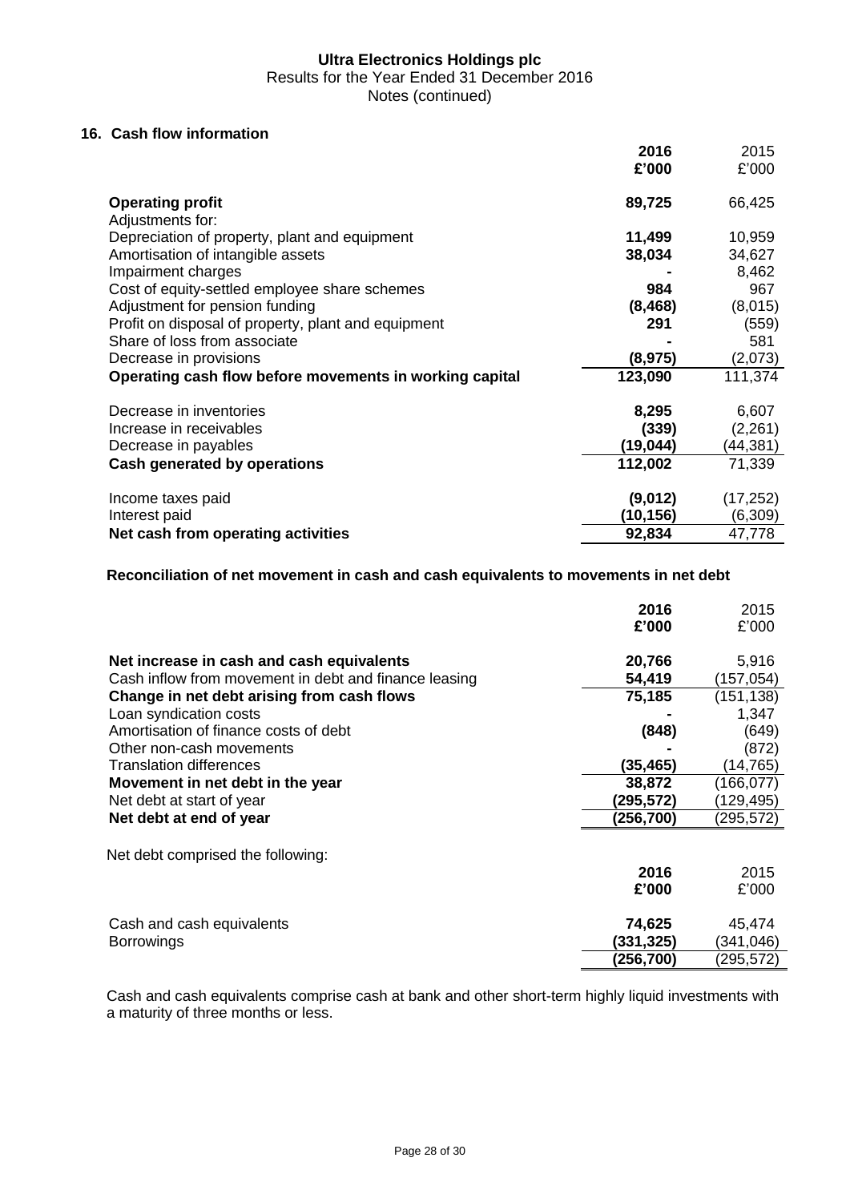## 16. Cash flow information

| | 2016<br>£'000 | 2015<br>£'000 |
|---|---|---|
| **Operating profit** | **89,725** | 66,425 |
| Adjustments for: | | |
| Depreciation of property, plant and equipment | **11,499** | 10,959 |
| Amortisation of intangible assets | **38,034** | 34,627 |
| Impairment charges | **-** | 8,462 |
| Cost of equity-settled employee share schemes | **984** | 967 |
| Adjustment for pension funding | **(8,468)** | (8,015) |
| Profit on disposal of property, plant and equipment | **291** | (559) |
| Share of loss from associate | **-** | 581 |
| Decrease in provisions | **(8,975)** | (2,073) |
| **Operating cash flow before movements in working capital** | **123,090** | 111,374 |
| Decrease in inventories | **8,295** | 6,607 |
| Increase in receivables | **(339)** | (2,261) |
| Decrease in payables | **(19,044)** | (44,381) |
| **Cash generated by operations** | **112,002** | 71,339 |
| Income taxes paid | **(9,012)** | (17,252) |
| Interest paid | **(10,156)** | (6,309) |
| **Net cash from operating activities** | **92,834** | 47,778 |

**Reconciliation of net movement in cash and cash equivalents to movements in net debt**

| | 2016<br>£'000 | 2015<br>£'000 |
|---|---|---|
| **Net increase in cash and cash equivalents** | **20,766** | 5,916 |
| Cash inflow from movement in debt and finance leasing | **54,419** | (157,054) |
| **Change in net debt arising from cash flows** | **75,185** | (151,138) |
| Loan syndication costs | **-** | 1,347 |
| Amortisation of finance costs of debt | **(848)** | (649) |
| Other non-cash movements | **-** | (872) |
| Translation differences | **(35,465)** | (14,765) |
| **Movement in net debt in the year** | **38,872** | (166,077) |
| Net debt at start of year | **(295,572)** | (129,495) |
| **Net debt at end of year** | **(256,700)** | (295,572) |

Net debt comprised the following:

| | 2016<br>£'000 | 2015<br>£'000 |
|---|---|---|
| Cash and cash equivalents | **74,625** | 45,474 |
| Borrowings | **(331,325)** | (341,046) |
| | **(256,700)** | (295,572) |

Cash and cash equivalents comprise cash at bank and other short-term highly liquid investments with a maturity of three months or less.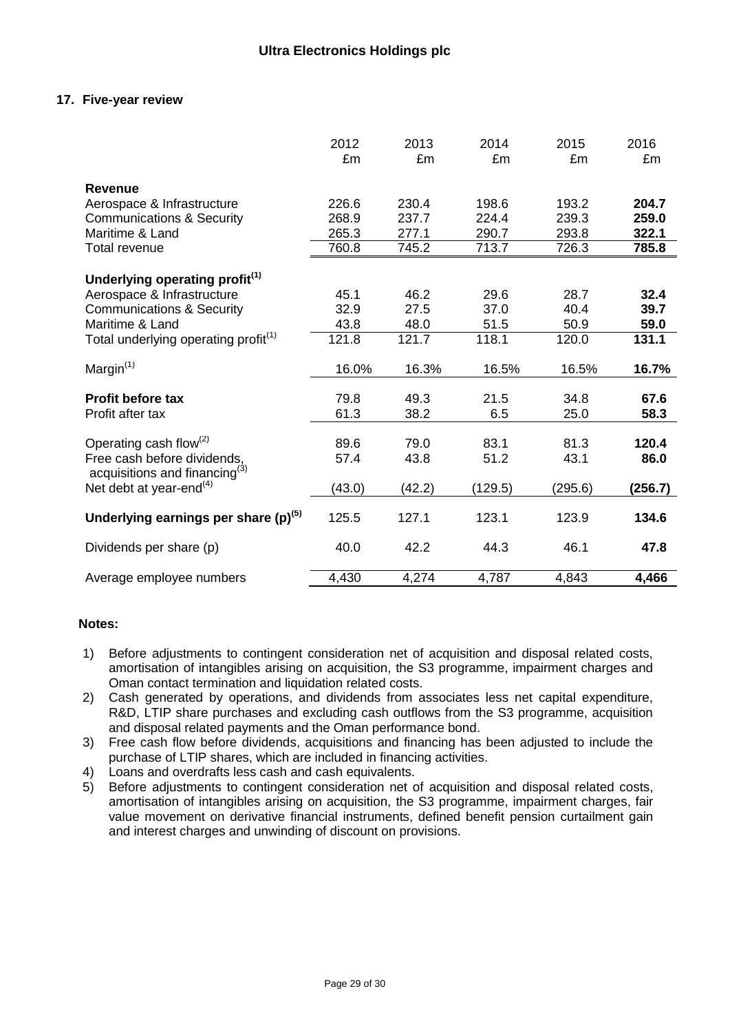## 17. Five-year review

| | 2012 £m | 2013 £m | 2014 £m | 2015 £m | 2016 £m |
|---|---|---|---|---|---|
| **Revenue** | | | | | |
| Aerospace & Infrastructure | 226.6 | 230.4 | 198.6 | 193.2 | **204.7** |
| Communications & Security | 268.9 | 237.7 | 224.4 | 239.3 | **259.0** |
| Maritime & Land | 265.3 | 277.1 | 290.7 | 293.8 | **322.1** |
| Total revenue | 760.8 | 745.2 | 713.7 | 726.3 | **785.8** |
| **Underlying operating profit[(1)]** | | | | | |
| Aerospace & Infrastructure | 45.1 | 46.2 | 29.6 | 28.7 | **32.4** |
| Communications & Security | 32.9 | 27.5 | 37.0 | 40.4 | **39.7** |
| Maritime & Land | 43.8 | 48.0 | 51.5 | 50.9 | **59.0** |
| Total underlying operating profit[(1)] | 121.8 | 121.7 | 118.1 | 120.0 | **131.1** |
| Margin[(1)] | 16.0% | 16.3% | 16.5% | 16.5% | **16.7%** |
| **Profit before tax** | 79.8 | 49.3 | 21.5 | 34.8 | **67.6** |
| Profit after tax | 61.3 | 38.2 | 6.5 | 25.0 | **58.3** |
| Operating cash flow[(2)] | 89.6 | 79.0 | 83.1 | 81.3 | **120.4** |
| Free cash before dividends, acquisitions and financing[(3)] | 57.4 | 43.8 | 51.2 | 43.1 | **86.0** |
| Net debt at year-end[(4)] | (43.0) | (42.2) | (129.5) | (295.6) | **(256.7)** |
| **Underlying earnings per share (p)[(5)]** | 125.5 | 127.1 | 123.1 | 123.9 | **134.6** |
| Dividends per share (p) | 40.0 | 42.2 | 44.3 | 46.1 | **47.8** |
| Average employee numbers | 4,430 | 4,274 | 4,787 | 4,843 | **4,466** |

**Notes:**

1) Before adjustments to contingent consideration net of acquisition and disposal related costs, amortisation of intangibles arising on acquisition, the S3 programme, impairment charges and Oman contact termination and liquidation related costs.
2) Cash generated by operations, and dividends from associates less net capital expenditure, R&D, LTIP share purchases and excluding cash outflows from the S3 programme, acquisition and disposal related payments and the Oman performance bond.
3) Free cash flow before dividends, acquisitions and financing has been adjusted to include the purchase of LTIP shares, which are included in financing activities.
4) Loans and overdrafts less cash and cash equivalents.
5) Before adjustments to contingent consideration net of acquisition and disposal related costs, amortisation of intangibles arising on acquisition, the S3 programme, impairment charges, fair value movement on derivative financial instruments, defined benefit pension curtailment gain and interest charges and unwinding of discount on provisions.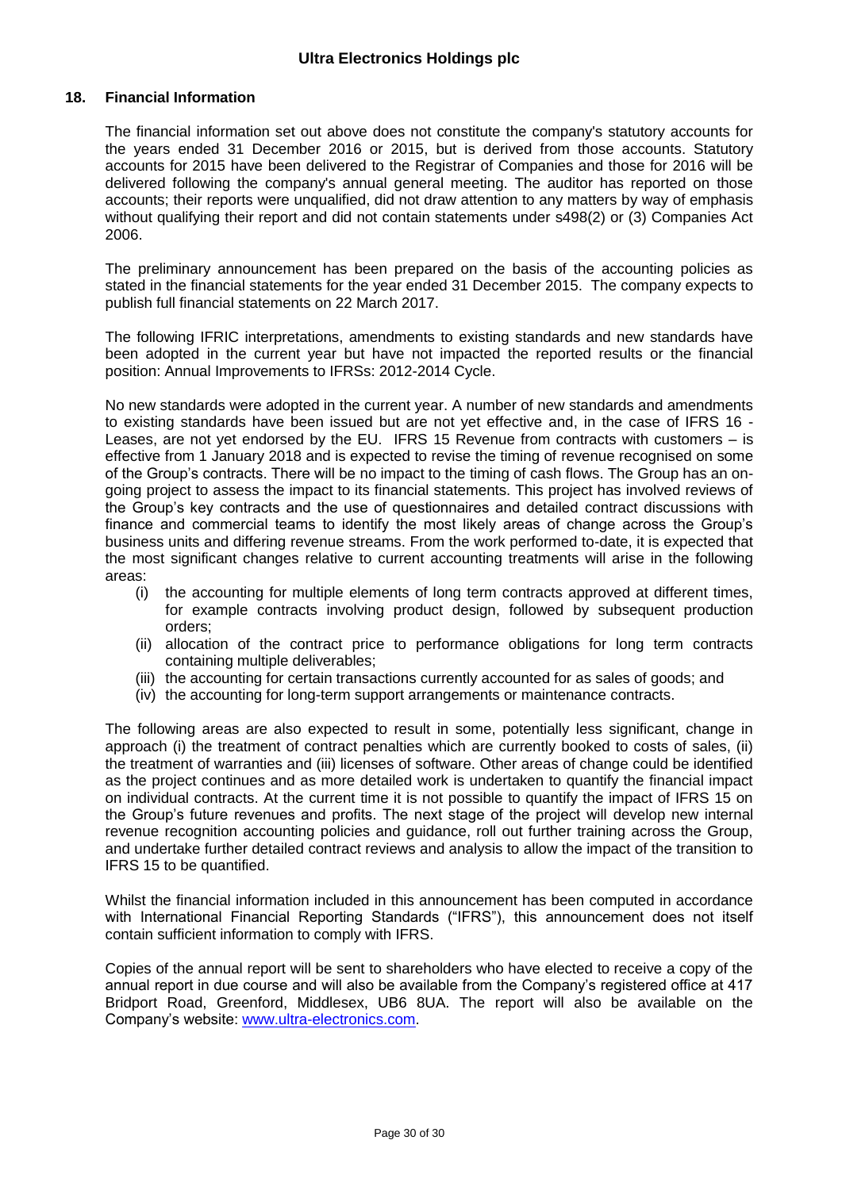## 18. Financial Information

The financial information set out above does not constitute the company's statutory accounts for the years ended 31 December 2016 or 2015, but is derived from those accounts. Statutory accounts for 2015 have been delivered to the Registrar of Companies and those for 2016 will be delivered following the company's annual general meeting. The auditor has reported on those accounts; their reports were unqualified, did not draw attention to any matters by way of emphasis without qualifying their report and did not contain statements under s498(2) or (3) Companies Act 2006.

The preliminary announcement has been prepared on the basis of the accounting policies as stated in the financial statements for the year ended 31 December 2015. The company expects to publish full financial statements on 22 March 2017.

The following IFRIC interpretations, amendments to existing standards and new standards have been adopted in the current year but have not impacted the reported results or the financial position: Annual Improvements to IFRSs: 2012-2014 Cycle.

No new standards were adopted in the current year. A number of new standards and amendments to existing standards have been issued but are not yet effective and, in the case of IFRS 16 - Leases, are not yet endorsed by the EU. IFRS 15 Revenue from contracts with customers – is effective from 1 January 2018 and is expected to revise the timing of revenue recognised on some of the Group's contracts. There will be no impact to the timing of cash flows. The Group has an on-going project to assess the impact to its financial statements. This project has involved reviews of the Group's key contracts and the use of questionnaires and detailed contract discussions with finance and commercial teams to identify the most likely areas of change across the Group's business units and differing revenue streams. From the work performed to-date, it is expected that the most significant changes relative to current accounting treatments will arise in the following areas:

- (i) the accounting for multiple elements of long term contracts approved at different times, for example contracts involving product design, followed by subsequent production orders;
- (ii) allocation of the contract price to performance obligations for long term contracts containing multiple deliverables;
- (iii) the accounting for certain transactions currently accounted for as sales of goods; and
- (iv) the accounting for long-term support arrangements or maintenance contracts.

The following areas are also expected to result in some, potentially less significant, change in approach (i) the treatment of contract penalties which are currently booked to costs of sales, (ii) the treatment of warranties and (iii) licenses of software. Other areas of change could be identified as the project continues and as more detailed work is undertaken to quantify the financial impact on individual contracts. At the current time it is not possible to quantify the impact of IFRS 15 on the Group's future revenues and profits. The next stage of the project will develop new internal revenue recognition accounting policies and guidance, roll out further training across the Group, and undertake further detailed contract reviews and analysis to allow the impact of the transition to IFRS 15 to be quantified.

Whilst the financial information included in this announcement has been computed in accordance with International Financial Reporting Standards ("IFRS"), this announcement does not itself contain sufficient information to comply with IFRS.

Copies of the annual report will be sent to shareholders who have elected to receive a copy of the annual report in due course and will also be available from the Company's registered office at 417 Bridport Road, Greenford, Middlesex, UB6 8UA. The report will also be available on the Company's website: www.ultra-electronics.com.